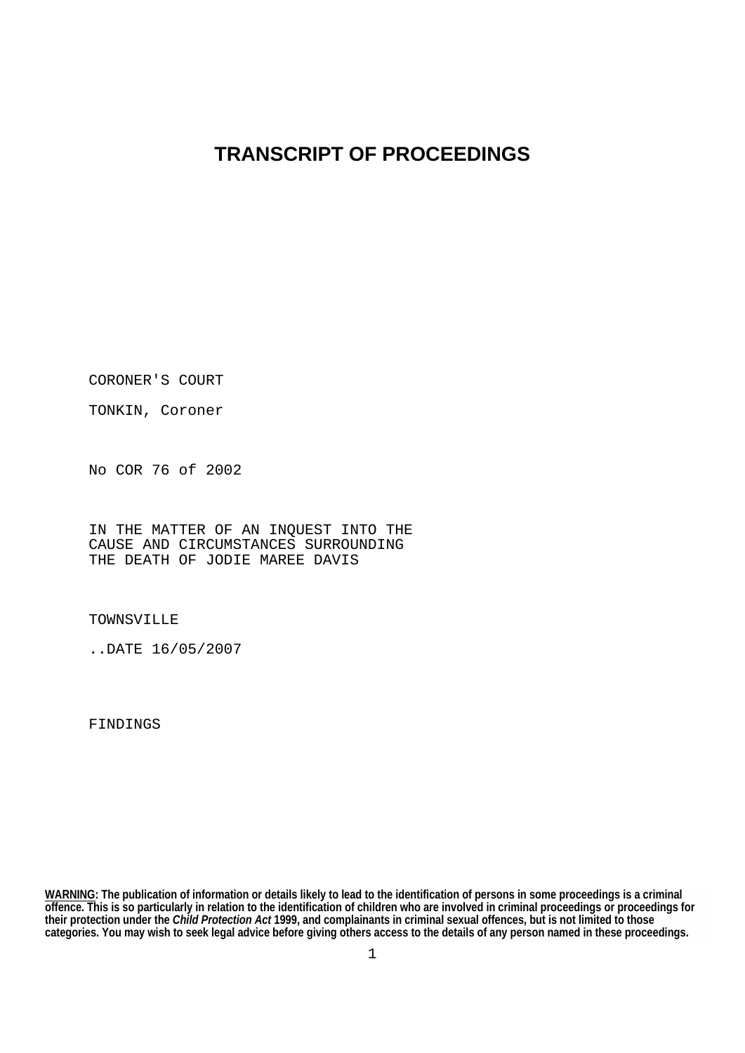# TRANSCRIPT OF PROCEEDINGS

CORONER'S COURT

TONKIN, Coroner

No COR 76 of 2002

IN THE MATTER OF AN INQUEST INTO THE CAUSE AND CIRCUMSTANCES SURROUNDING THE DEATH OF JODIE MAREE DAVIS

TOWNSVILLE

..DATE 16/05/2007

FINDINGS

**WARNING**: The publication of information or details likely to lead to the identification of persons in some proceedings is a criminal offence. This is so particularly in relation to the identification of children who are involved in criminal proceedings or proceedings for their protection under the ***Child Protection Act*** 1999, and complainants in criminal sexual offences, but is not limited to those categories. You may wish to seek legal advice before giving others access to the details of any person named in these proceedings.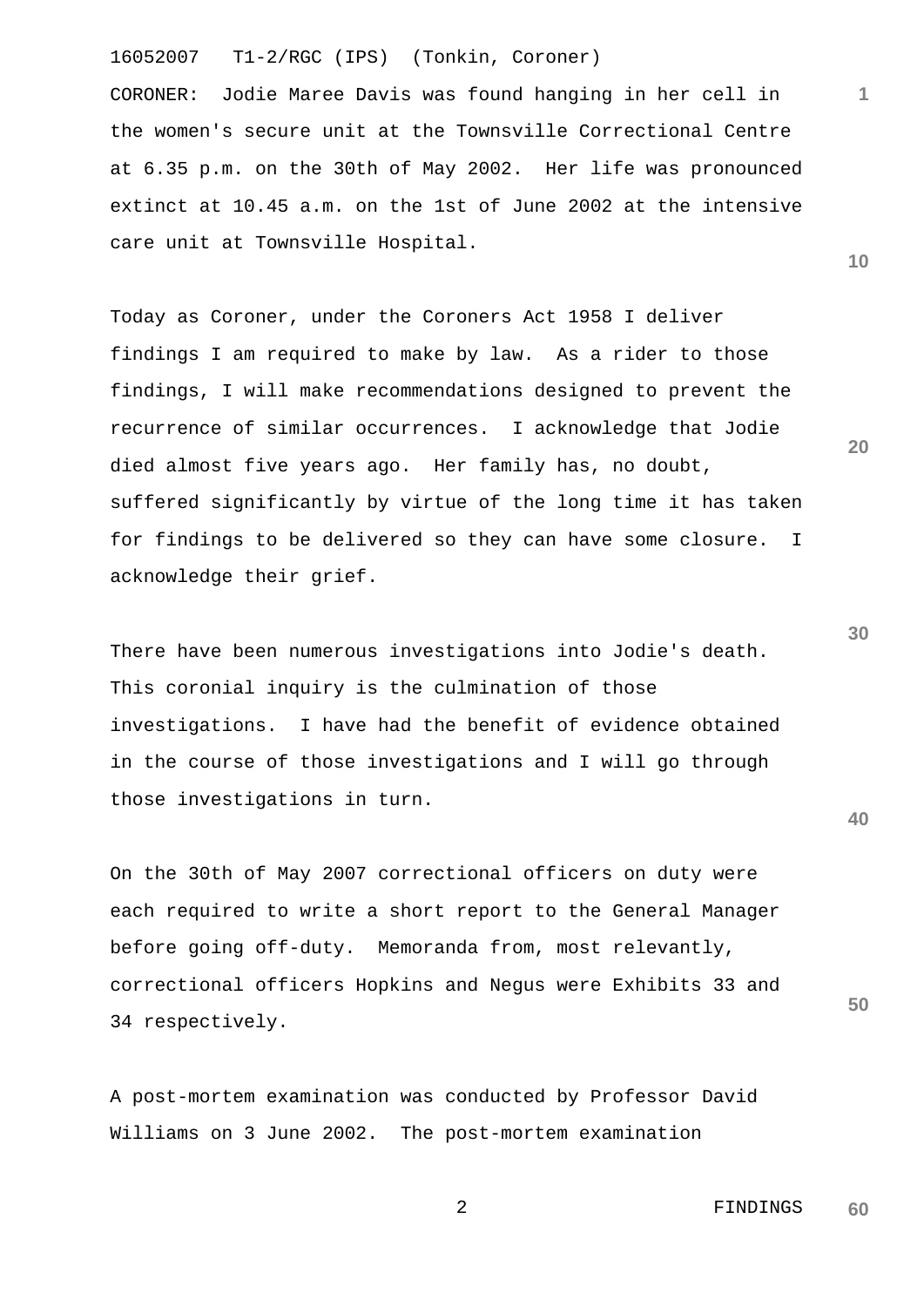CORONER: Jodie Maree Davis was found hanging in her cell in the women's secure unit at the Townsville Correctional Centre at 6.35 p.m. on the 30th of May 2002. Her life was pronounced extinct at 10.45 a.m. on the 1st of June 2002 at the intensive care unit at Townsville Hospital.

Today as Coroner, under the Coroners Act 1958 I deliver findings I am required to make by law. As a rider to those findings, I will make recommendations designed to prevent the recurrence of similar occurrences. I acknowledge that Jodie died almost five years ago. Her family has, no doubt, suffered significantly by virtue of the long time it has taken for findings to be delivered so they can have some closure. I acknowledge their grief.

There have been numerous investigations into Jodie's death. This coronial inquiry is the culmination of those investigations. I have had the benefit of evidence obtained in the course of those investigations and I will go through those investigations in turn.

On the 30th of May 2007 correctional officers on duty were each required to write a short report to the General Manager before going off-duty. Memoranda from, most relevantly, correctional officers Hopkins and Negus were Exhibits 33 and 34 respectively.

A post-mortem examination was conducted by Professor David Williams on 3 June 2002. The post-mortem examination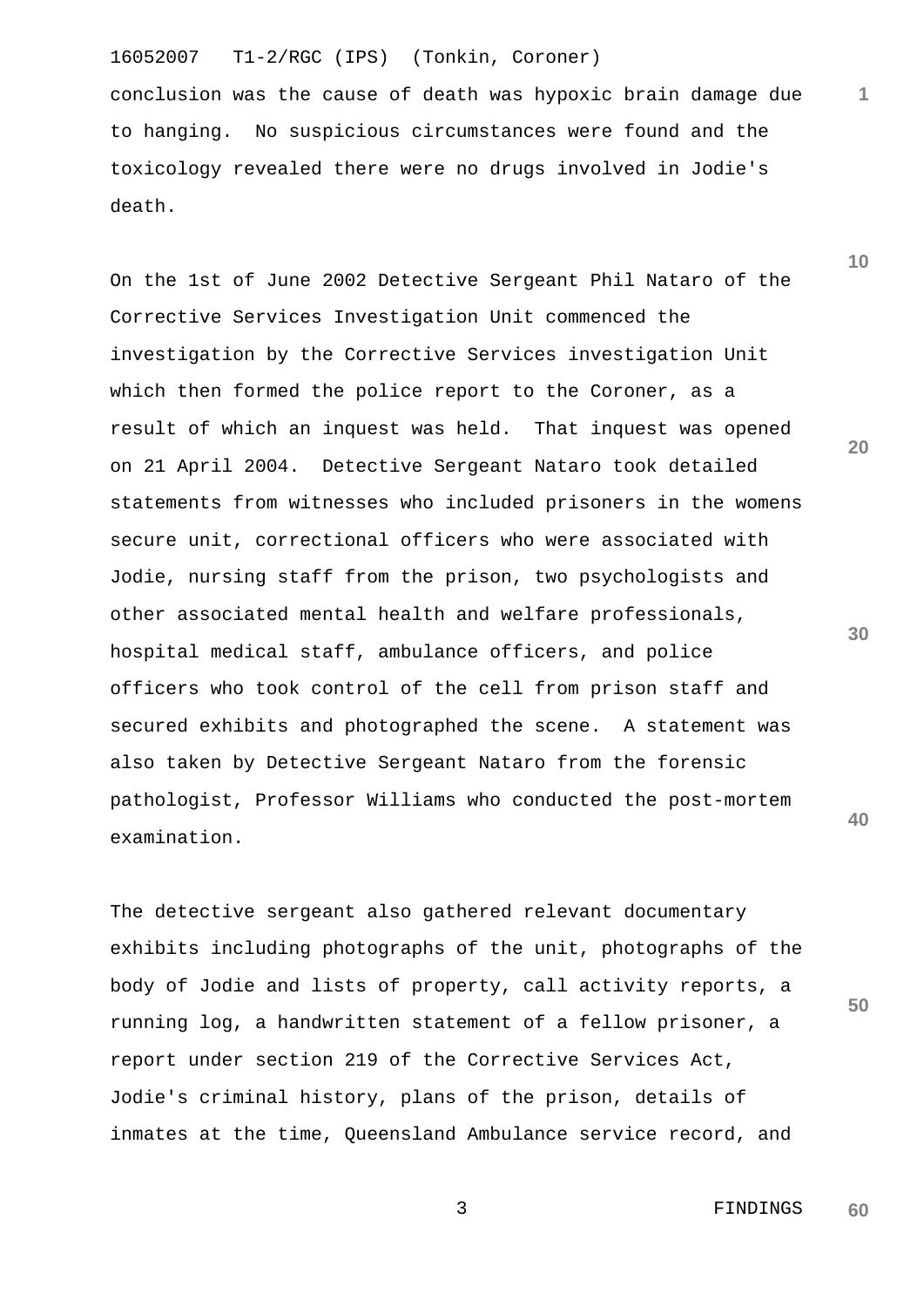conclusion was the cause of death was hypoxic brain damage due to hanging. No suspicious circumstances were found and the toxicology revealed there were no drugs involved in Jodie's death.

On the 1st of June 2002 Detective Sergeant Phil Nataro of the Corrective Services Investigation Unit commenced the investigation by the Corrective Services investigation Unit which then formed the police report to the Coroner, as a result of which an inquest was held. That inquest was opened on 21 April 2004. Detective Sergeant Nataro took detailed statements from witnesses who included prisoners in the womens secure unit, correctional officers who were associated with Jodie, nursing staff from the prison, two psychologists and other associated mental health and welfare professionals, hospital medical staff, ambulance officers, and police officers who took control of the cell from prison staff and secured exhibits and photographed the scene. A statement was also taken by Detective Sergeant Nataro from the forensic pathologist, Professor Williams who conducted the post-mortem examination.

The detective sergeant also gathered relevant documentary exhibits including photographs of the unit, photographs of the body of Jodie and lists of property, call activity reports, a running log, a handwritten statement of a fellow prisoner, a report under section 219 of the Corrective Services Act, Jodie's criminal history, plans of the prison, details of inmates at the time, Queensland Ambulance service record, and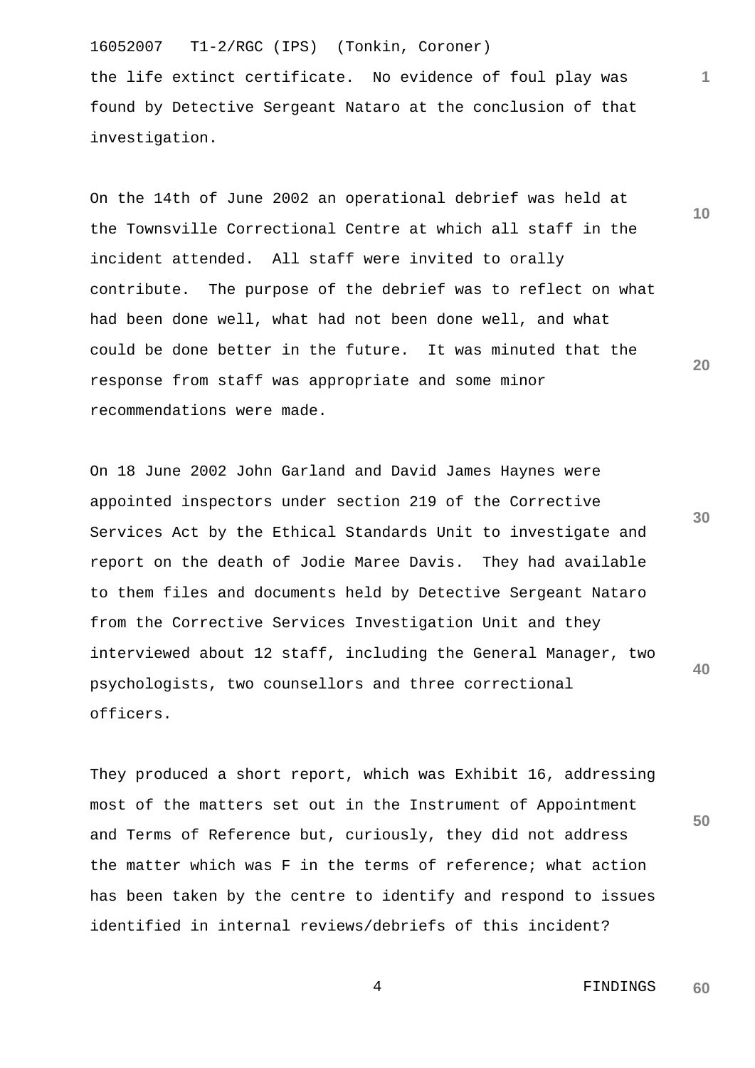the life extinct certificate. No evidence of foul play was found by Detective Sergeant Nataro at the conclusion of that investigation.

On the 14th of June 2002 an operational debrief was held at the Townsville Correctional Centre at which all staff in the incident attended. All staff were invited to orally contribute. The purpose of the debrief was to reflect on what had been done well, what had not been done well, and what could be done better in the future. It was minuted that the response from staff was appropriate and some minor recommendations were made.

On 18 June 2002 John Garland and David James Haynes were appointed inspectors under section 219 of the Corrective Services Act by the Ethical Standards Unit to investigate and report on the death of Jodie Maree Davis. They had available to them files and documents held by Detective Sergeant Nataro from the Corrective Services Investigation Unit and they interviewed about 12 staff, including the General Manager, two psychologists, two counsellors and three correctional officers.

They produced a short report, which was Exhibit 16, addressing most of the matters set out in the Instrument of Appointment and Terms of Reference but, curiously, they did not address the matter which was F in the terms of reference; what action has been taken by the centre to identify and respond to issues identified in internal reviews/debriefs of this incident?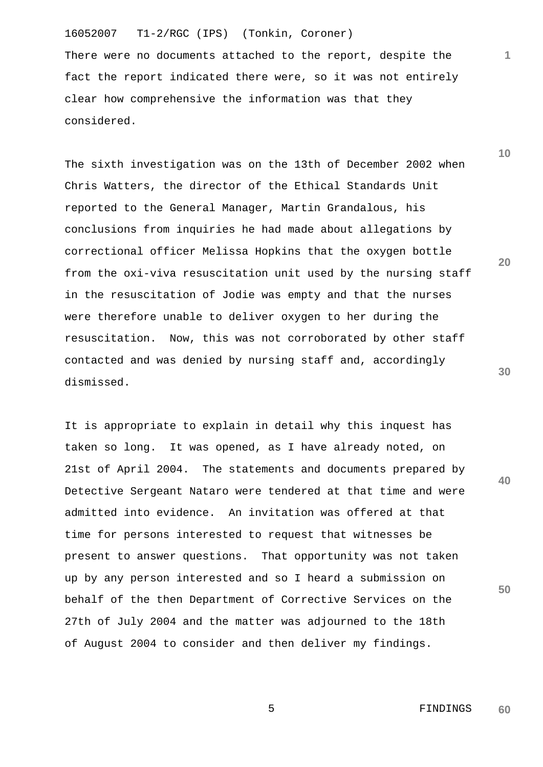There were no documents attached to the report, despite the fact the report indicated there were, so it was not entirely clear how comprehensive the information was that they considered.

The sixth investigation was on the 13th of December 2002 when Chris Watters, the director of the Ethical Standards Unit reported to the General Manager, Martin Grandalous, his conclusions from inquiries he had made about allegations by correctional officer Melissa Hopkins that the oxygen bottle from the oxi-viva resuscitation unit used by the nursing staff in the resuscitation of Jodie was empty and that the nurses were therefore unable to deliver oxygen to her during the resuscitation. Now, this was not corroborated by other staff contacted and was denied by nursing staff and, accordingly dismissed.

It is appropriate to explain in detail why this inquest has taken so long. It was opened, as I have already noted, on 21st of April 2004. The statements and documents prepared by Detective Sergeant Nataro were tendered at that time and were admitted into evidence. An invitation was offered at that time for persons interested to request that witnesses be present to answer questions. That opportunity was not taken up by any person interested and so I heard a submission on behalf of the then Department of Corrective Services on the 27th of July 2004 and the matter was adjourned to the 18th of August 2004 to consider and then deliver my findings.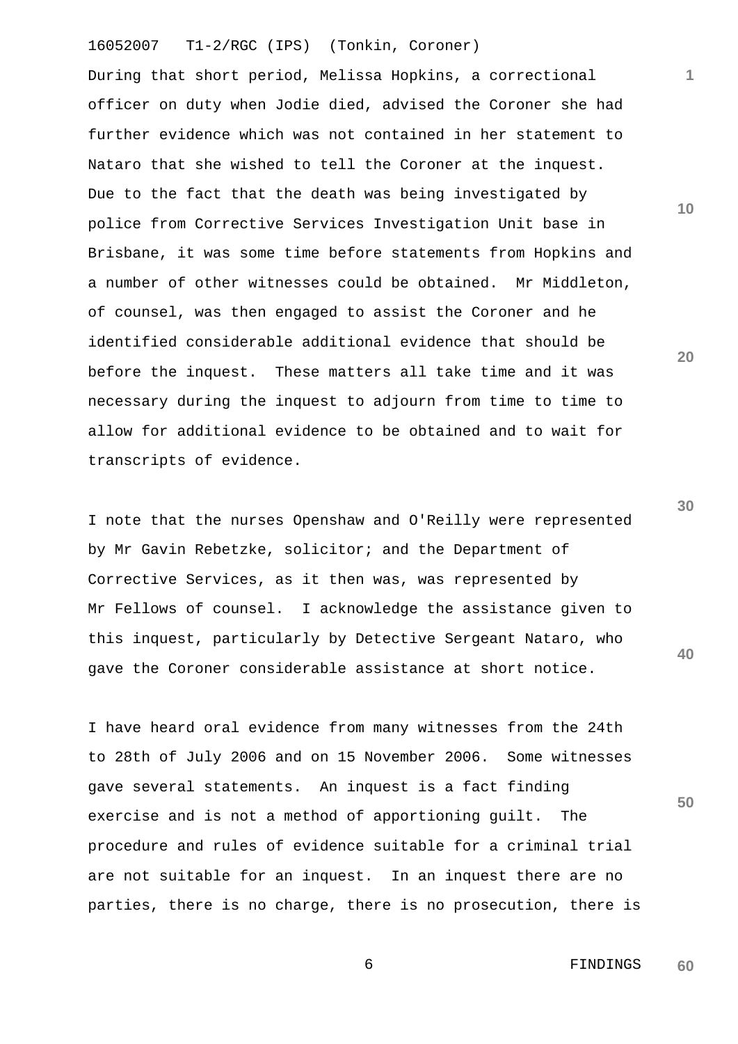During that short period, Melissa Hopkins, a correctional officer on duty when Jodie died, advised the Coroner she had further evidence which was not contained in her statement to Nataro that she wished to tell the Coroner at the inquest. Due to the fact that the death was being investigated by police from Corrective Services Investigation Unit base in Brisbane, it was some time before statements from Hopkins and a number of other witnesses could be obtained. Mr Middleton, of counsel, was then engaged to assist the Coroner and he identified considerable additional evidence that should be before the inquest. These matters all take time and it was necessary during the inquest to adjourn from time to time to allow for additional evidence to be obtained and to wait for transcripts of evidence.

I note that the nurses Openshaw and O'Reilly were represented by Mr Gavin Rebetzke, solicitor; and the Department of Corrective Services, as it then was, was represented by Mr Fellows of counsel. I acknowledge the assistance given to this inquest, particularly by Detective Sergeant Nataro, who gave the Coroner considerable assistance at short notice.

I have heard oral evidence from many witnesses from the 24th to 28th of July 2006 and on 15 November 2006. Some witnesses gave several statements. An inquest is a fact finding exercise and is not a method of apportioning guilt. The procedure and rules of evidence suitable for a criminal trial are not suitable for an inquest. In an inquest there are no parties, there is no charge, there is no prosecution, there is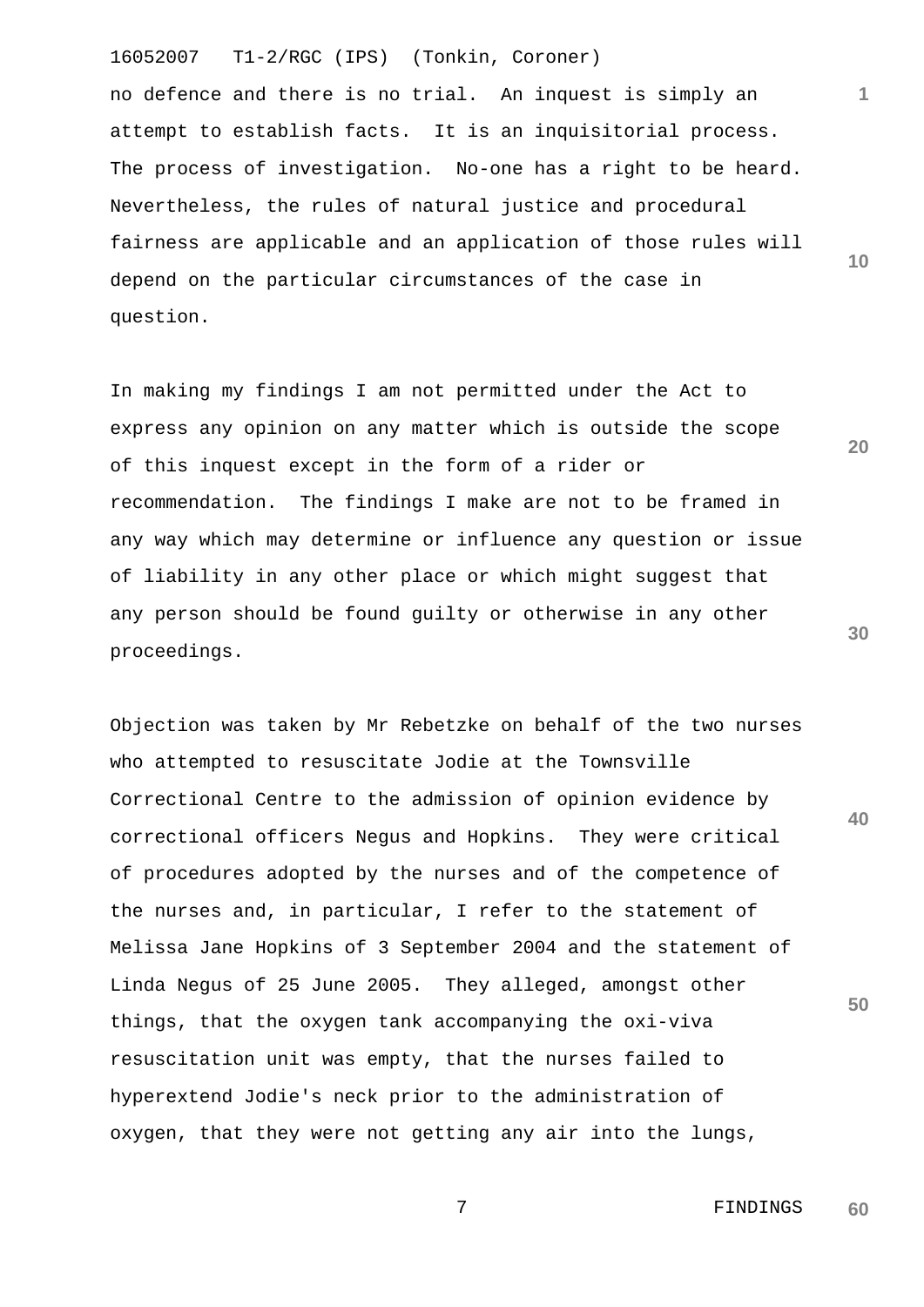no defence and there is no trial. An inquest is simply an attempt to establish facts. It is an inquisitorial process. The process of investigation. No-one has a right to be heard. Nevertheless, the rules of natural justice and procedural fairness are applicable and an application of those rules will depend on the particular circumstances of the case in question.

In making my findings I am not permitted under the Act to express any opinion on any matter which is outside the scope of this inquest except in the form of a rider or recommendation. The findings I make are not to be framed in any way which may determine or influence any question or issue of liability in any other place or which might suggest that any person should be found guilty or otherwise in any other proceedings.

Objection was taken by Mr Rebetzke on behalf of the two nurses who attempted to resuscitate Jodie at the Townsville Correctional Centre to the admission of opinion evidence by correctional officers Negus and Hopkins. They were critical of procedures adopted by the nurses and of the competence of the nurses and, in particular, I refer to the statement of Melissa Jane Hopkins of 3 September 2004 and the statement of Linda Negus of 25 June 2005. They alleged, amongst other things, that the oxygen tank accompanying the oxi-viva resuscitation unit was empty, that the nurses failed to hyperextend Jodie's neck prior to the administration of oxygen, that they were not getting any air into the lungs,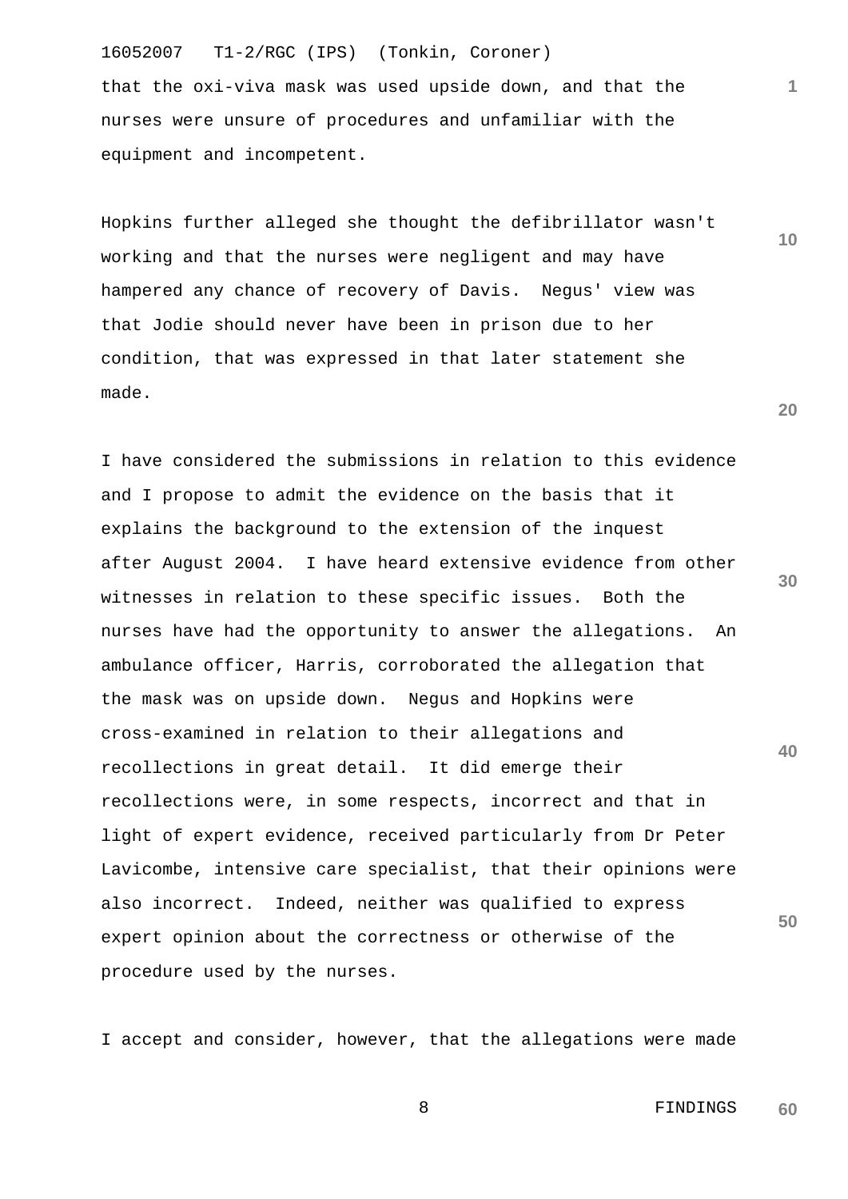that the oxi-viva mask was used upside down, and that the nurses were unsure of procedures and unfamiliar with the equipment and incompetent.

Hopkins further alleged she thought the defibrillator wasn't working and that the nurses were negligent and may have hampered any chance of recovery of Davis. Negus' view was that Jodie should never have been in prison due to her condition, that was expressed in that later statement she made.

I have considered the submissions in relation to this evidence and I propose to admit the evidence on the basis that it explains the background to the extension of the inquest after August 2004. I have heard extensive evidence from other witnesses in relation to these specific issues. Both the nurses have had the opportunity to answer the allegations. An ambulance officer, Harris, corroborated the allegation that the mask was on upside down. Negus and Hopkins were cross-examined in relation to their allegations and recollections in great detail. It did emerge their recollections were, in some respects, incorrect and that in light of expert evidence, received particularly from Dr Peter Lavicombe, intensive care specialist, that their opinions were also incorrect. Indeed, neither was qualified to express expert opinion about the correctness or otherwise of the procedure used by the nurses.

I accept and consider, however, that the allegations were made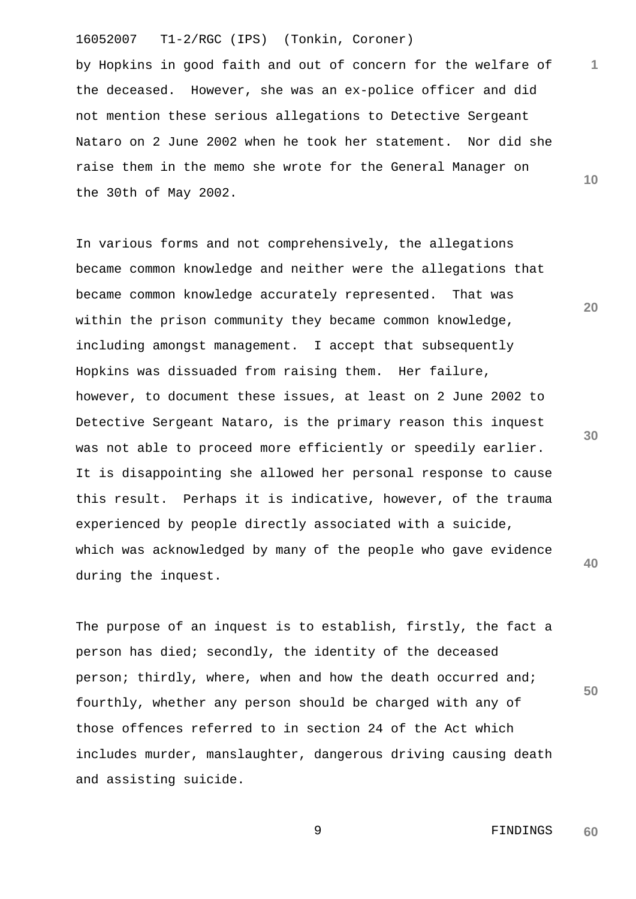by Hopkins in good faith and out of concern for the welfare of the deceased. However, she was an ex-police officer and did not mention these serious allegations to Detective Sergeant Nataro on 2 June 2002 when he took her statement. Nor did she raise them in the memo she wrote for the General Manager on the 30th of May 2002.

In various forms and not comprehensively, the allegations became common knowledge and neither were the allegations that became common knowledge accurately represented. That was within the prison community they became common knowledge, including amongst management. I accept that subsequently Hopkins was dissuaded from raising them. Her failure, however, to document these issues, at least on 2 June 2002 to Detective Sergeant Nataro, is the primary reason this inquest was not able to proceed more efficiently or speedily earlier. It is disappointing she allowed her personal response to cause this result. Perhaps it is indicative, however, of the trauma experienced by people directly associated with a suicide, which was acknowledged by many of the people who gave evidence during the inquest.

The purpose of an inquest is to establish, firstly, the fact a person has died; secondly, the identity of the deceased person; thirdly, where, when and how the death occurred and; fourthly, whether any person should be charged with any of those offences referred to in section 24 of the Act which includes murder, manslaughter, dangerous driving causing death and assisting suicide.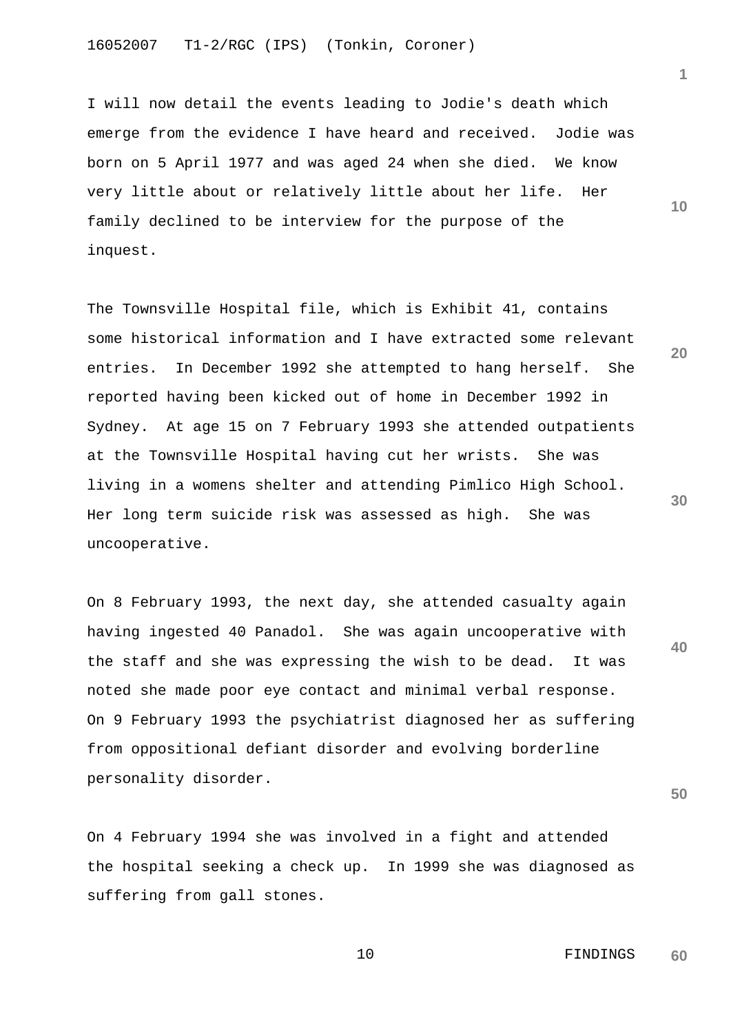I will now detail the events leading to Jodie's death which emerge from the evidence I have heard and received. Jodie was born on 5 April 1977 and was aged 24 when she died. We know very little about or relatively little about her life. Her family declined to be interview for the purpose of the inquest.

The Townsville Hospital file, which is Exhibit 41, contains some historical information and I have extracted some relevant entries. In December 1992 she attempted to hang herself. She reported having been kicked out of home in December 1992 in Sydney. At age 15 on 7 February 1993 she attended outpatients at the Townsville Hospital having cut her wrists. She was living in a womens shelter and attending Pimlico High School. Her long term suicide risk was assessed as high. She was uncooperative.

On 8 February 1993, the next day, she attended casualty again having ingested 40 Panadol. She was again uncooperative with the staff and she was expressing the wish to be dead. It was noted she made poor eye contact and minimal verbal response. On 9 February 1993 the psychiatrist diagnosed her as suffering from oppositional defiant disorder and evolving borderline personality disorder.

On 4 February 1994 she was involved in a fight and attended the hospital seeking a check up. In 1999 she was diagnosed as suffering from gall stones.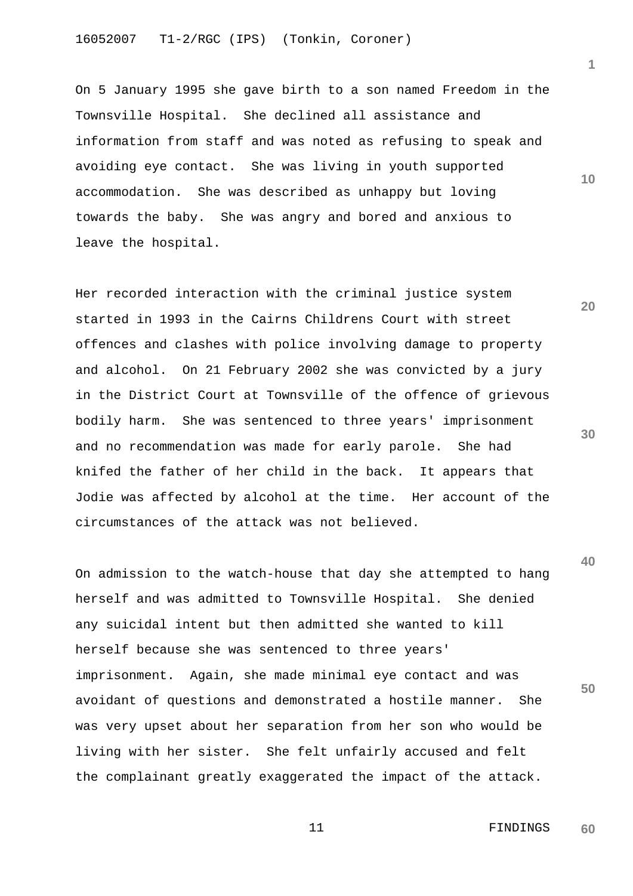On 5 January 1995 she gave birth to a son named Freedom in the Townsville Hospital. She declined all assistance and information from staff and was noted as refusing to speak and avoiding eye contact. She was living in youth supported accommodation. She was described as unhappy but loving towards the baby. She was angry and bored and anxious to leave the hospital.

Her recorded interaction with the criminal justice system started in 1993 in the Cairns Childrens Court with street offences and clashes with police involving damage to property and alcohol. On 21 February 2002 she was convicted by a jury in the District Court at Townsville of the offence of grievous bodily harm. She was sentenced to three years' imprisonment and no recommendation was made for early parole. She had knifed the father of her child in the back. It appears that Jodie was affected by alcohol at the time. Her account of the circumstances of the attack was not believed.

On admission to the watch-house that day she attempted to hang herself and was admitted to Townsville Hospital. She denied any suicidal intent but then admitted she wanted to kill herself because she was sentenced to three years' imprisonment. Again, she made minimal eye contact and was avoidant of questions and demonstrated a hostile manner. She was very upset about her separation from her son who would be living with her sister. She felt unfairly accused and felt the complainant greatly exaggerated the impact of the attack.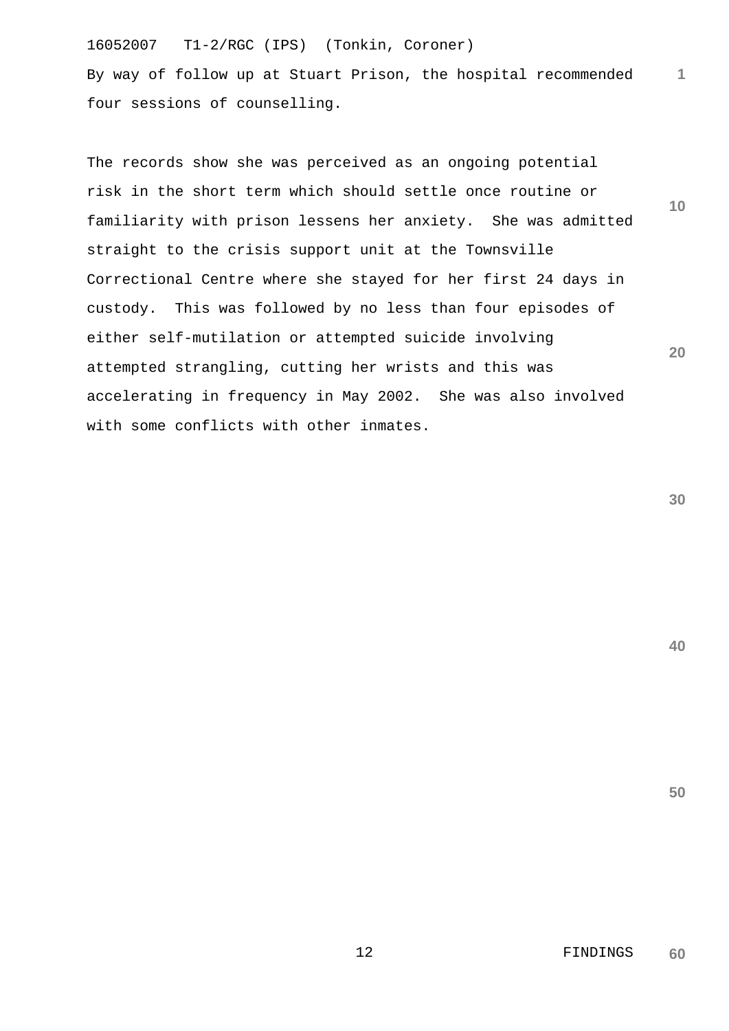By way of follow up at Stuart Prison, the hospital recommended four sessions of counselling.

The records show she was perceived as an ongoing potential risk in the short term which should settle once routine or familiarity with prison lessens her anxiety. She was admitted straight to the crisis support unit at the Townsville Correctional Centre where she stayed for her first 24 days in custody. This was followed by no less than four episodes of either self-mutilation or attempted suicide involving attempted strangling, cutting her wrists and this was accelerating in frequency in May 2002. She was also involved with some conflicts with other inmates.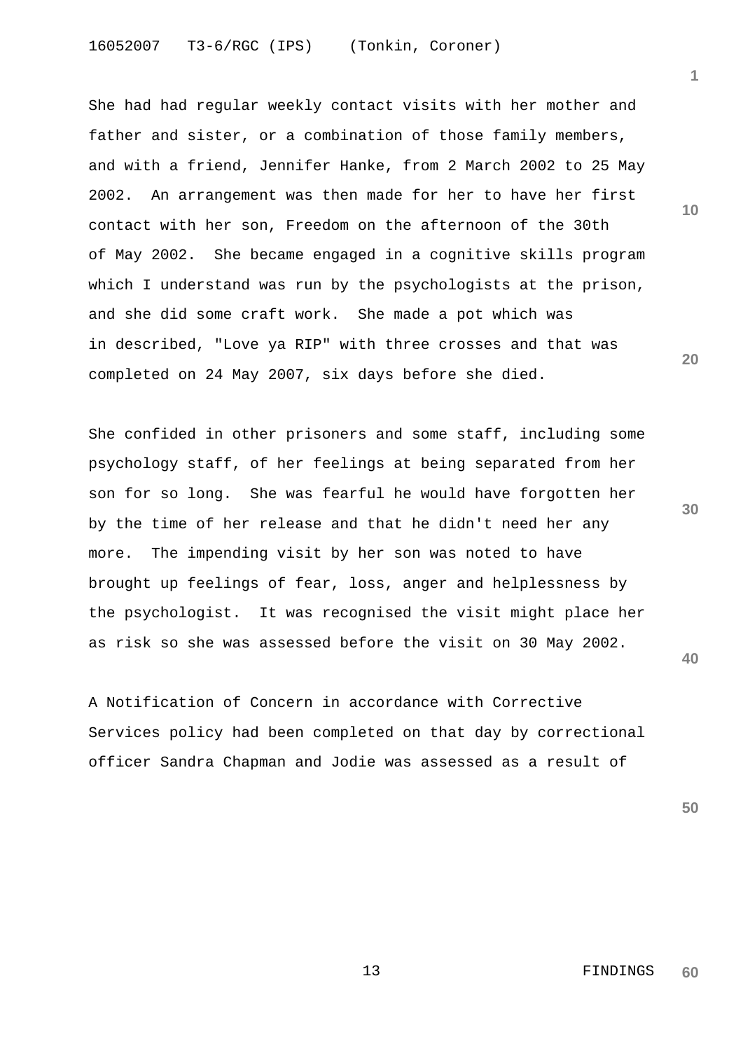She had had regular weekly contact visits with her mother and father and sister, or a combination of those family members, and with a friend, Jennifer Hanke, from 2 March 2002 to 25 May 2002. An arrangement was then made for her to have her first contact with her son, Freedom on the afternoon of the 30th of May 2002. She became engaged in a cognitive skills program which I understand was run by the psychologists at the prison, and she did some craft work. She made a pot which was in described, "Love ya RIP" with three crosses and that was completed on 24 May 2007, six days before she died.

She confided in other prisoners and some staff, including some psychology staff, of her feelings at being separated from her son for so long. She was fearful he would have forgotten her by the time of her release and that he didn't need her any more. The impending visit by her son was noted to have brought up feelings of fear, loss, anger and helplessness by the psychologist. It was recognised the visit might place her as risk so she was assessed before the visit on 30 May 2002.

A Notification of Concern in accordance with Corrective Services policy had been completed on that day by correctional officer Sandra Chapman and Jodie was assessed as a result of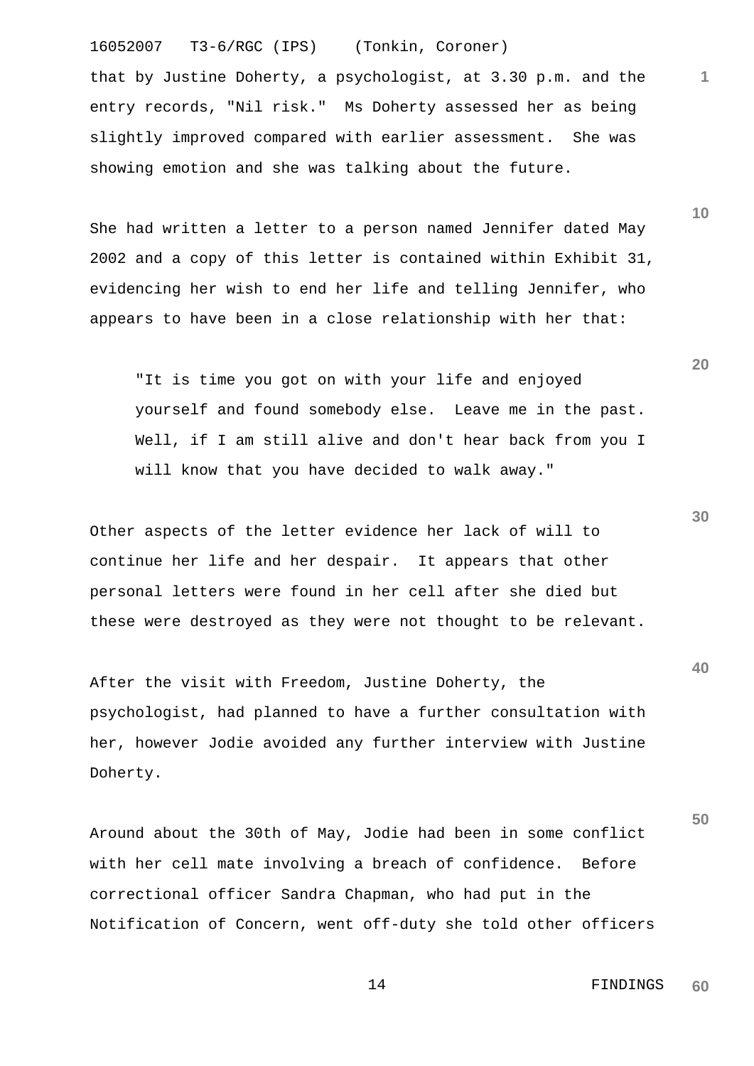that by Justine Doherty, a psychologist, at 3.30 p.m. and the entry records, "Nil risk." Ms Doherty assessed her as being slightly improved compared with earlier assessment. She was showing emotion and she was talking about the future.

She had written a letter to a person named Jennifer dated May 2002 and a copy of this letter is contained within Exhibit 31, evidencing her wish to end her life and telling Jennifer, who appears to have been in a close relationship with her that:

> "It is time you got on with your life and enjoyed yourself and found somebody else. Leave me in the past. Well, if I am still alive and don't hear back from you I will know that you have decided to walk away."

Other aspects of the letter evidence her lack of will to continue her life and her despair. It appears that other personal letters were found in her cell after she died but these were destroyed as they were not thought to be relevant.

After the visit with Freedom, Justine Doherty, the psychologist, had planned to have a further consultation with her, however Jodie avoided any further interview with Justine Doherty.

Around about the 30th of May, Jodie had been in some conflict with her cell mate involving a breach of confidence. Before correctional officer Sandra Chapman, who had put in the Notification of Concern, went off-duty she told other officers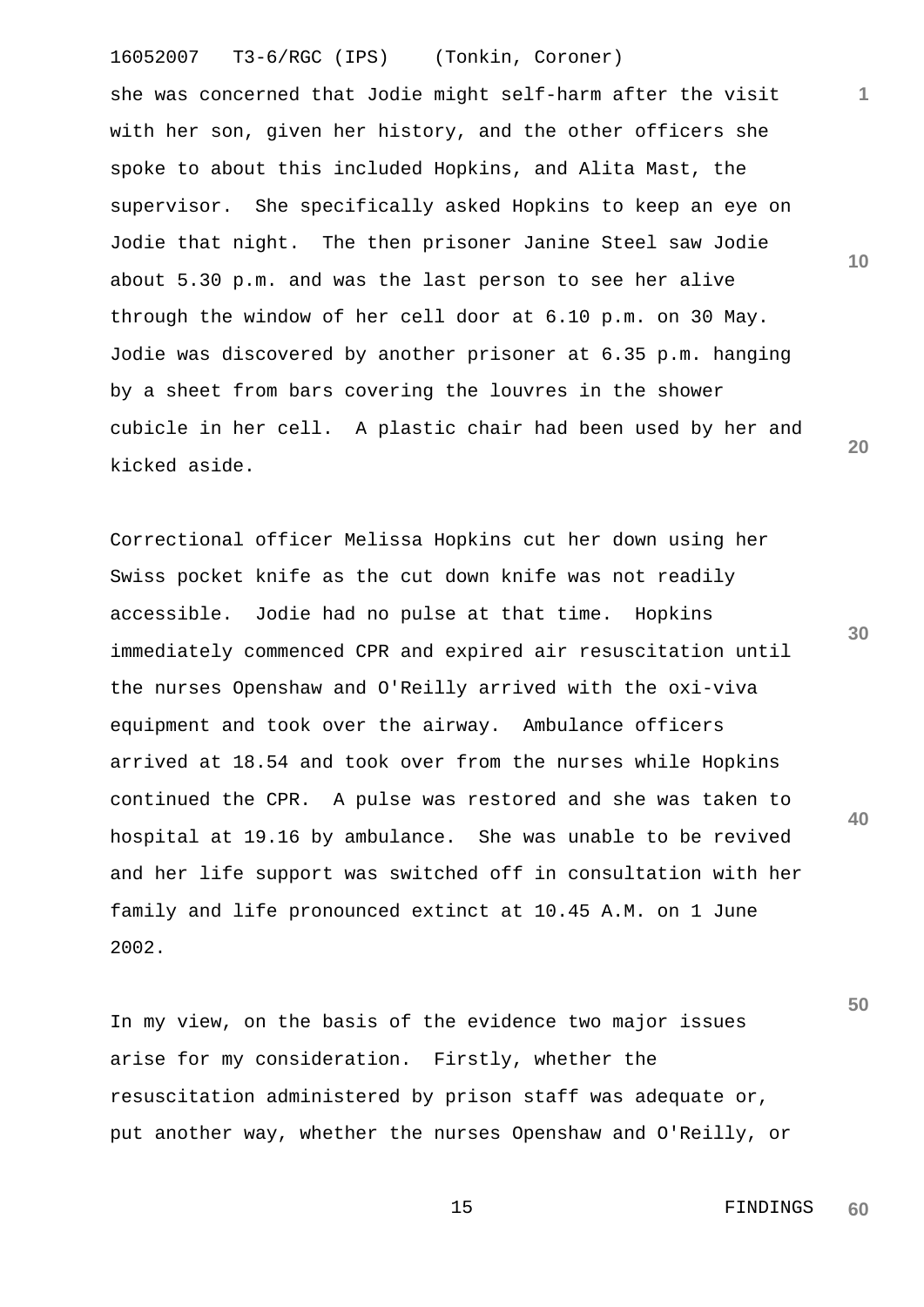she was concerned that Jodie might self-harm after the visit with her son, given her history, and the other officers she spoke to about this included Hopkins, and Alita Mast, the supervisor. She specifically asked Hopkins to keep an eye on Jodie that night. The then prisoner Janine Steel saw Jodie about 5.30 p.m. and was the last person to see her alive through the window of her cell door at 6.10 p.m. on 30 May. Jodie was discovered by another prisoner at 6.35 p.m. hanging by a sheet from bars covering the louvres in the shower cubicle in her cell. A plastic chair had been used by her and kicked aside.

Correctional officer Melissa Hopkins cut her down using her Swiss pocket knife as the cut down knife was not readily accessible. Jodie had no pulse at that time. Hopkins immediately commenced CPR and expired air resuscitation until the nurses Openshaw and O'Reilly arrived with the oxi-viva equipment and took over the airway. Ambulance officers arrived at 18.54 and took over from the nurses while Hopkins continued the CPR. A pulse was restored and she was taken to hospital at 19.16 by ambulance. She was unable to be revived and her life support was switched off in consultation with her family and life pronounced extinct at 10.45 A.M. on 1 June 2002.

In my view, on the basis of the evidence two major issues arise for my consideration. Firstly, whether the resuscitation administered by prison staff was adequate or, put another way, whether the nurses Openshaw and O'Reilly, or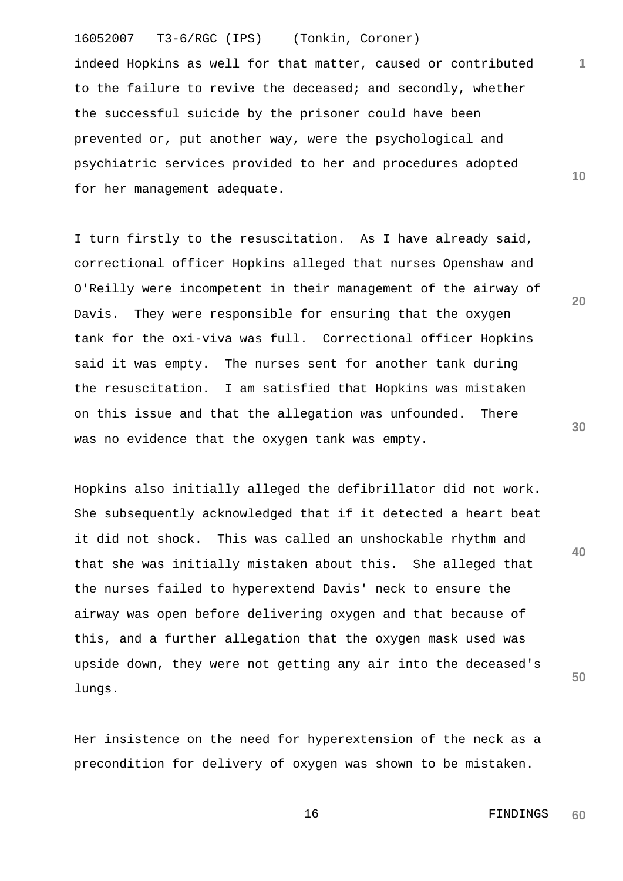indeed Hopkins as well for that matter, caused or contributed to the failure to revive the deceased; and secondly, whether the successful suicide by the prisoner could have been prevented or, put another way, were the psychological and psychiatric services provided to her and procedures adopted for her management adequate.

I turn firstly to the resuscitation. As I have already said, correctional officer Hopkins alleged that nurses Openshaw and O'Reilly were incompetent in their management of the airway of Davis. They were responsible for ensuring that the oxygen tank for the oxi-viva was full. Correctional officer Hopkins said it was empty. The nurses sent for another tank during the resuscitation. I am satisfied that Hopkins was mistaken on this issue and that the allegation was unfounded. There was no evidence that the oxygen tank was empty.

Hopkins also initially alleged the defibrillator did not work. She subsequently acknowledged that if it detected a heart beat it did not shock. This was called an unshockable rhythm and that she was initially mistaken about this. She alleged that the nurses failed to hyperextend Davis' neck to ensure the airway was open before delivering oxygen and that because of this, and a further allegation that the oxygen mask used was upside down, they were not getting any air into the deceased's lungs.

Her insistence on the need for hyperextension of the neck as a precondition for delivery of oxygen was shown to be mistaken.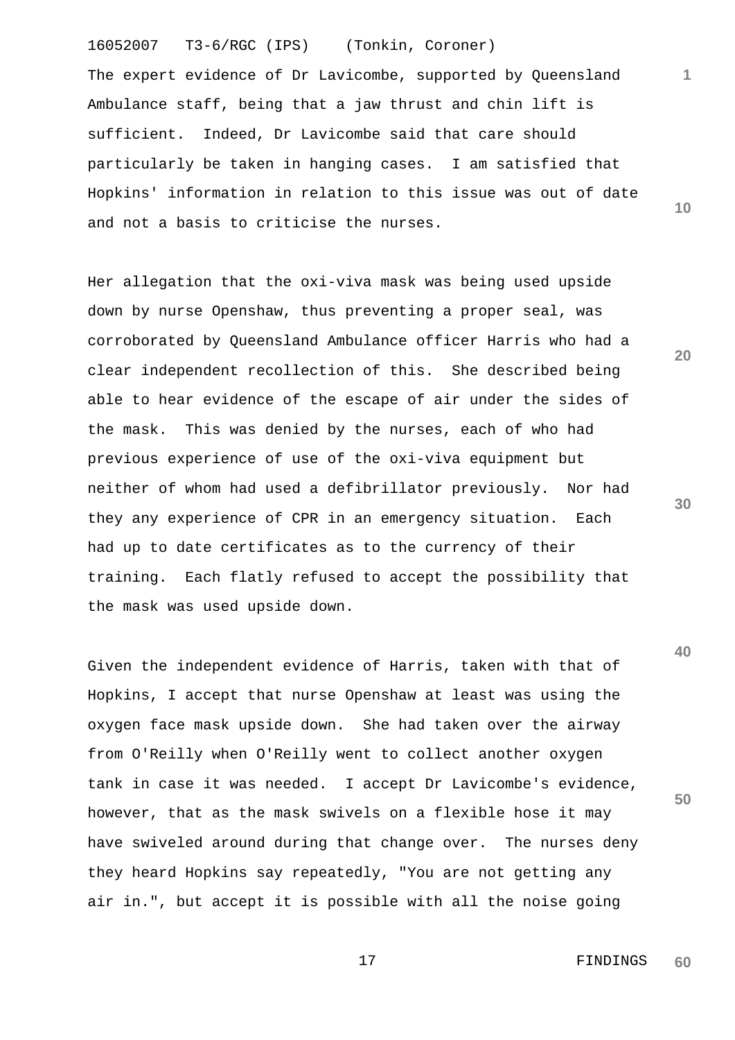The expert evidence of Dr Lavicombe, supported by Queensland Ambulance staff, being that a jaw thrust and chin lift is sufficient. Indeed, Dr Lavicombe said that care should particularly be taken in hanging cases. I am satisfied that Hopkins' information in relation to this issue was out of date and not a basis to criticise the nurses.

Her allegation that the oxi-viva mask was being used upside down by nurse Openshaw, thus preventing a proper seal, was corroborated by Queensland Ambulance officer Harris who had a clear independent recollection of this. She described being able to hear evidence of the escape of air under the sides of the mask. This was denied by the nurses, each of who had previous experience of use of the oxi-viva equipment but neither of whom had used a defibrillator previously. Nor had they any experience of CPR in an emergency situation. Each had up to date certificates as to the currency of their training. Each flatly refused to accept the possibility that the mask was used upside down.

Given the independent evidence of Harris, taken with that of Hopkins, I accept that nurse Openshaw at least was using the oxygen face mask upside down. She had taken over the airway from O'Reilly when O'Reilly went to collect another oxygen tank in case it was needed. I accept Dr Lavicombe's evidence, however, that as the mask swivels on a flexible hose it may have swiveled around during that change over. The nurses deny they heard Hopkins say repeatedly, "You are not getting any air in.", but accept it is possible with all the noise going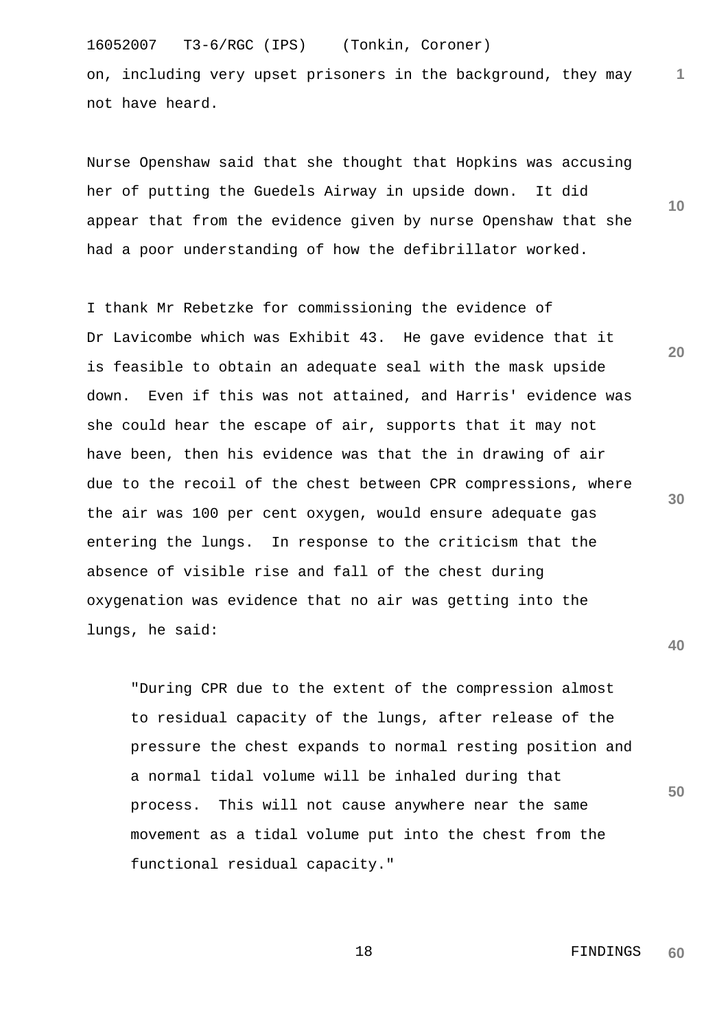on, including very upset prisoners in the background, they may not have heard.

Nurse Openshaw said that she thought that Hopkins was accusing her of putting the Guedels Airway in upside down. It did appear that from the evidence given by nurse Openshaw that she had a poor understanding of how the defibrillator worked.

I thank Mr Rebetzke for commissioning the evidence of Dr Lavicombe which was Exhibit 43. He gave evidence that it is feasible to obtain an adequate seal with the mask upside down. Even if this was not attained, and Harris' evidence was she could hear the escape of air, supports that it may not have been, then his evidence was that the in drawing of air due to the recoil of the chest between CPR compressions, where the air was 100 per cent oxygen, would ensure adequate gas entering the lungs. In response to the criticism that the absence of visible rise and fall of the chest during oxygenation was evidence that no air was getting into the lungs, he said:

> "During CPR due to the extent of the compression almost to residual capacity of the lungs, after release of the pressure the chest expands to normal resting position and a normal tidal volume will be inhaled during that process. This will not cause anywhere near the same movement as a tidal volume put into the chest from the functional residual capacity."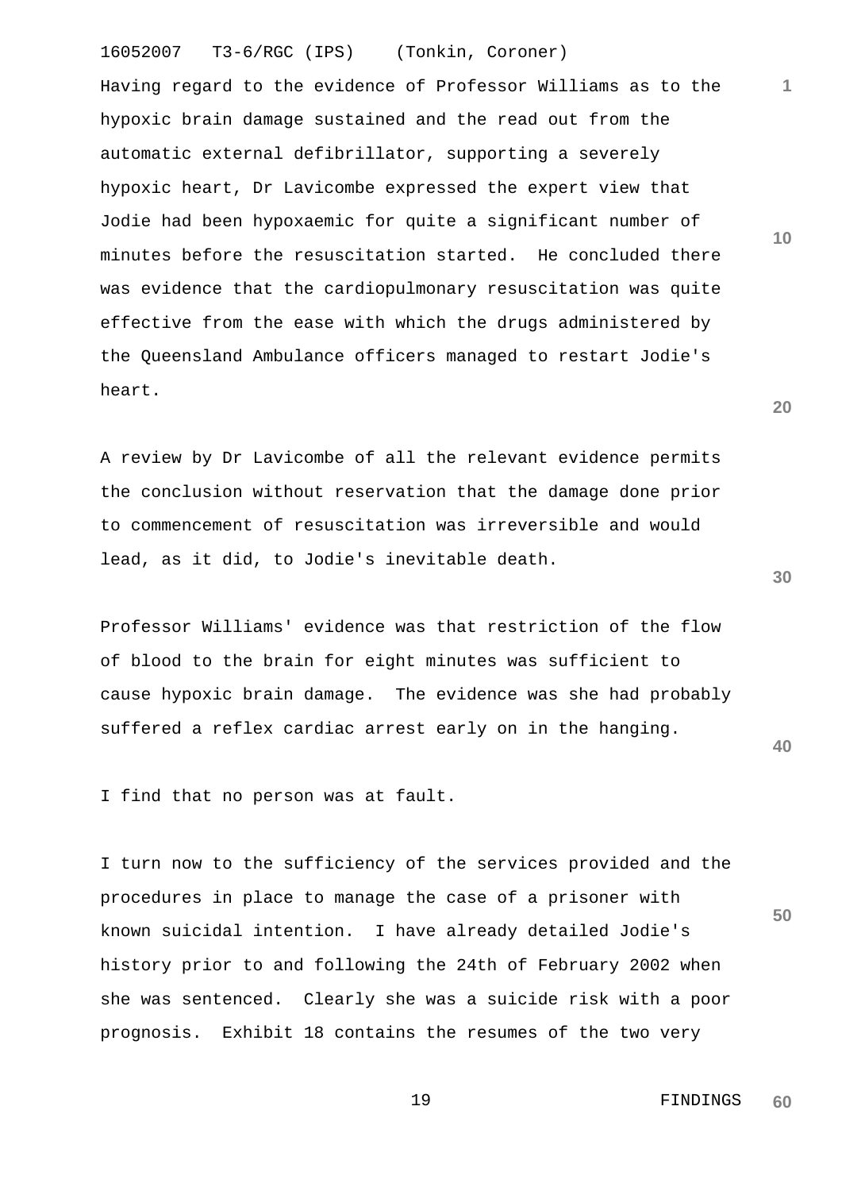Having regard to the evidence of Professor Williams as to the hypoxic brain damage sustained and the read out from the automatic external defibrillator, supporting a severely hypoxic heart, Dr Lavicombe expressed the expert view that Jodie had been hypoxaemic for quite a significant number of minutes before the resuscitation started. He concluded there was evidence that the cardiopulmonary resuscitation was quite effective from the ease with which the drugs administered by the Queensland Ambulance officers managed to restart Jodie's heart.

A review by Dr Lavicombe of all the relevant evidence permits the conclusion without reservation that the damage done prior to commencement of resuscitation was irreversible and would lead, as it did, to Jodie's inevitable death.

Professor Williams' evidence was that restriction of the flow of blood to the brain for eight minutes was sufficient to cause hypoxic brain damage. The evidence was she had probably suffered a reflex cardiac arrest early on in the hanging.

I find that no person was at fault.

I turn now to the sufficiency of the services provided and the procedures in place to manage the case of a prisoner with known suicidal intention. I have already detailed Jodie's history prior to and following the 24th of February 2002 when she was sentenced. Clearly she was a suicide risk with a poor prognosis. Exhibit 18 contains the resumes of the two very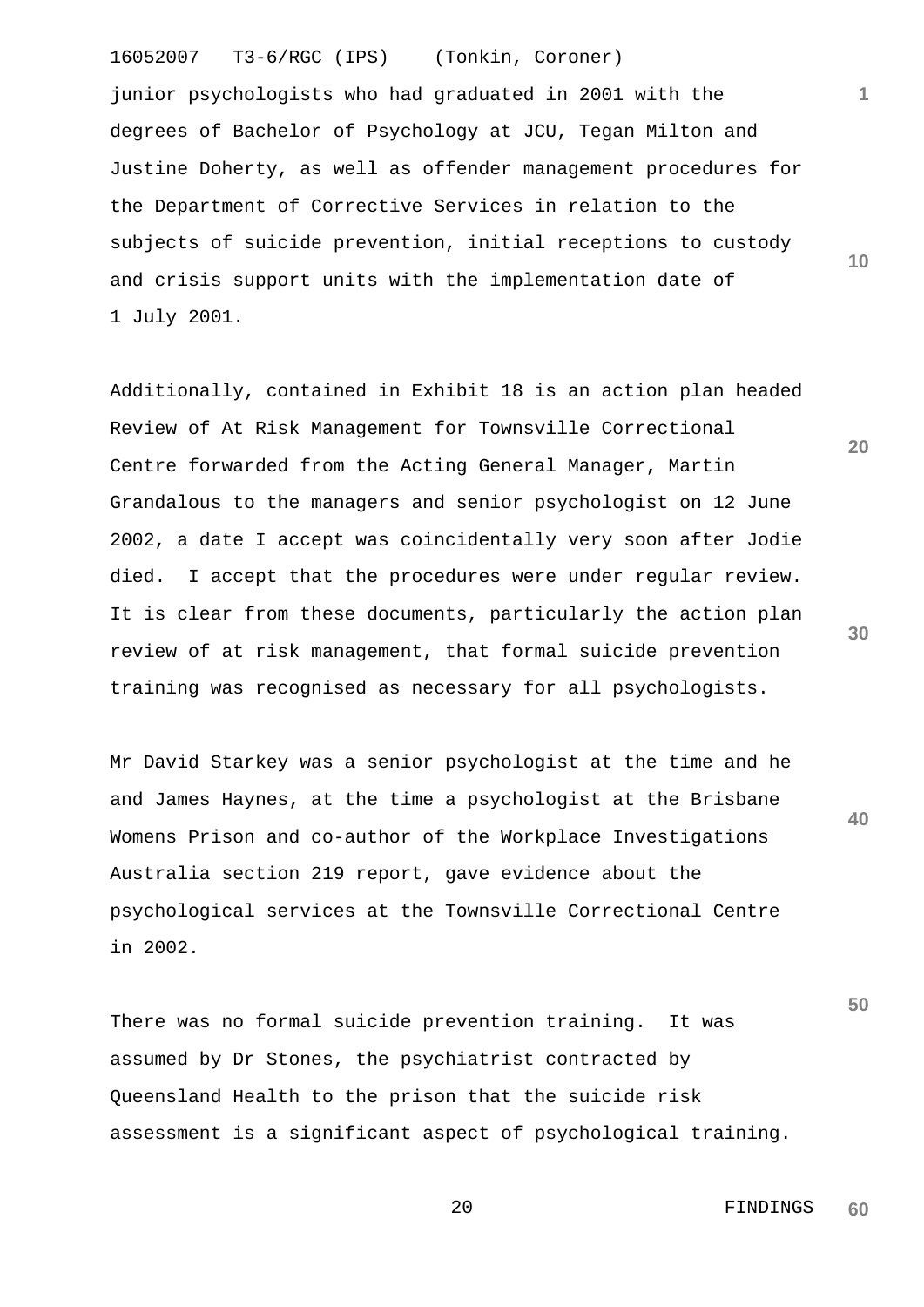junior psychologists who had graduated in 2001 with the degrees of Bachelor of Psychology at JCU, Tegan Milton and Justine Doherty, as well as offender management procedures for the Department of Corrective Services in relation to the subjects of suicide prevention, initial receptions to custody and crisis support units with the implementation date of 1 July 2001.

Additionally, contained in Exhibit 18 is an action plan headed Review of At Risk Management for Townsville Correctional Centre forwarded from the Acting General Manager, Martin Grandalous to the managers and senior psychologist on 12 June 2002, a date I accept was coincidentally very soon after Jodie died. I accept that the procedures were under regular review. It is clear from these documents, particularly the action plan review of at risk management, that formal suicide prevention training was recognised as necessary for all psychologists.

Mr David Starkey was a senior psychologist at the time and he and James Haynes, at the time a psychologist at the Brisbane Womens Prison and co-author of the Workplace Investigations Australia section 219 report, gave evidence about the psychological services at the Townsville Correctional Centre in 2002.

There was no formal suicide prevention training. It was assumed by Dr Stones, the psychiatrist contracted by Queensland Health to the prison that the suicide risk assessment is a significant aspect of psychological training.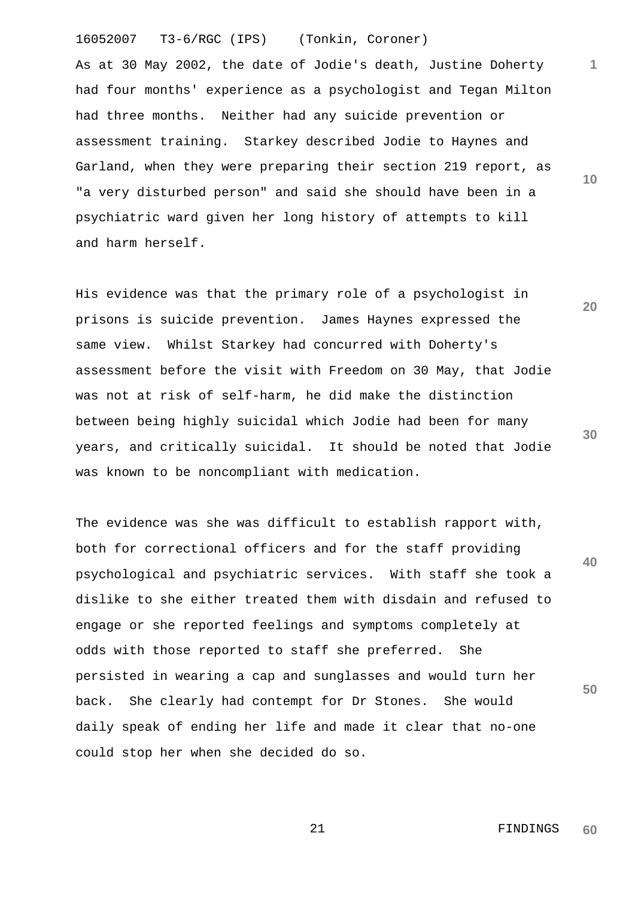As at 30 May 2002, the date of Jodie's death, Justine Doherty had four months' experience as a psychologist and Tegan Milton had three months. Neither had any suicide prevention or assessment training. Starkey described Jodie to Haynes and Garland, when they were preparing their section 219 report, as "a very disturbed person" and said she should have been in a psychiatric ward given her long history of attempts to kill and harm herself.

His evidence was that the primary role of a psychologist in prisons is suicide prevention. James Haynes expressed the same view. Whilst Starkey had concurred with Doherty's assessment before the visit with Freedom on 30 May, that Jodie was not at risk of self-harm, he did make the distinction between being highly suicidal which Jodie had been for many years, and critically suicidal. It should be noted that Jodie was known to be noncompliant with medication.

The evidence was she was difficult to establish rapport with, both for correctional officers and for the staff providing psychological and psychiatric services. With staff she took a dislike to she either treated them with disdain and refused to engage or she reported feelings and symptoms completely at odds with those reported to staff she preferred. She persisted in wearing a cap and sunglasses and would turn her back. She clearly had contempt for Dr Stones. She would daily speak of ending her life and made it clear that no-one could stop her when she decided do so.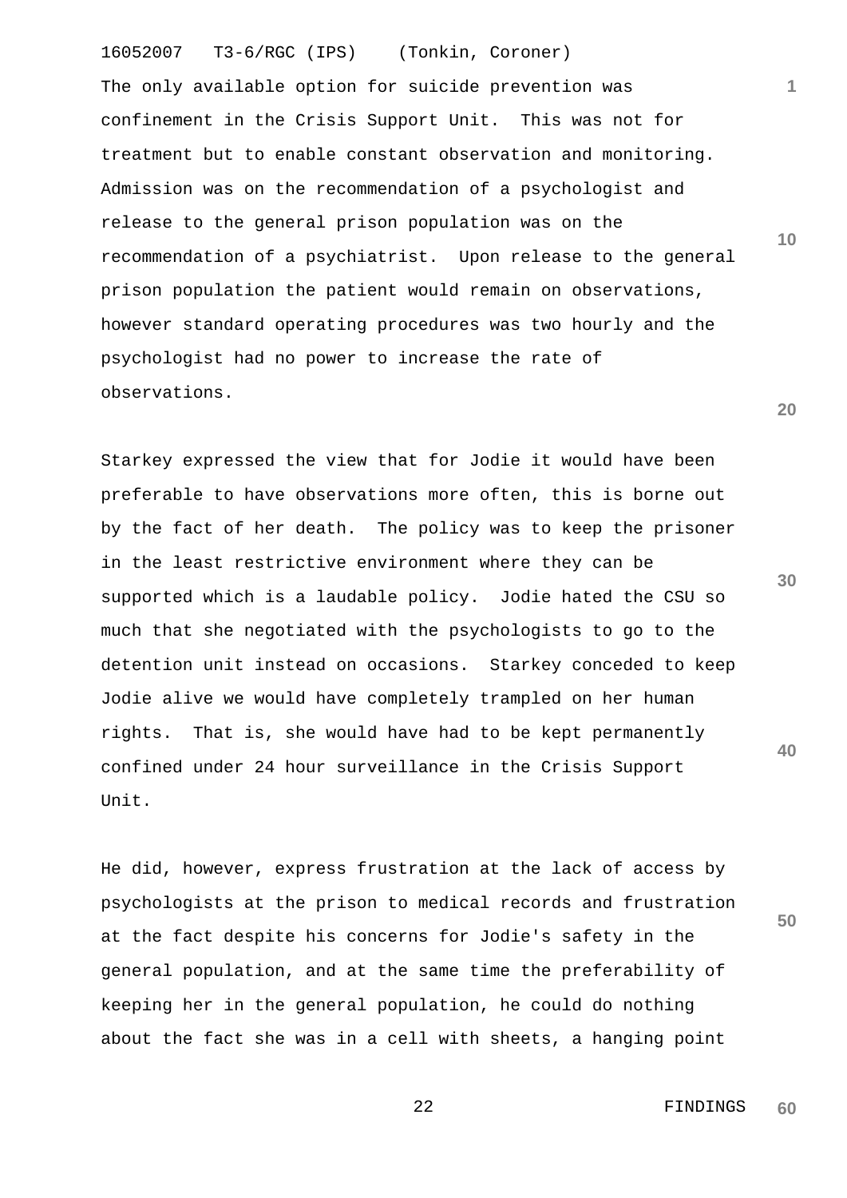The only available option for suicide prevention was confinement in the Crisis Support Unit. This was not for treatment but to enable constant observation and monitoring. Admission was on the recommendation of a psychologist and release to the general prison population was on the recommendation of a psychiatrist. Upon release to the general prison population the patient would remain on observations, however standard operating procedures was two hourly and the psychologist had no power to increase the rate of observations.

Starkey expressed the view that for Jodie it would have been preferable to have observations more often, this is borne out by the fact of her death. The policy was to keep the prisoner in the least restrictive environment where they can be supported which is a laudable policy. Jodie hated the CSU so much that she negotiated with the psychologists to go to the detention unit instead on occasions. Starkey conceded to keep Jodie alive we would have completely trampled on her human rights. That is, she would have had to be kept permanently confined under 24 hour surveillance in the Crisis Support Unit.

He did, however, express frustration at the lack of access by psychologists at the prison to medical records and frustration at the fact despite his concerns for Jodie's safety in the general population, and at the same time the preferability of keeping her in the general population, he could do nothing about the fact she was in a cell with sheets, a hanging point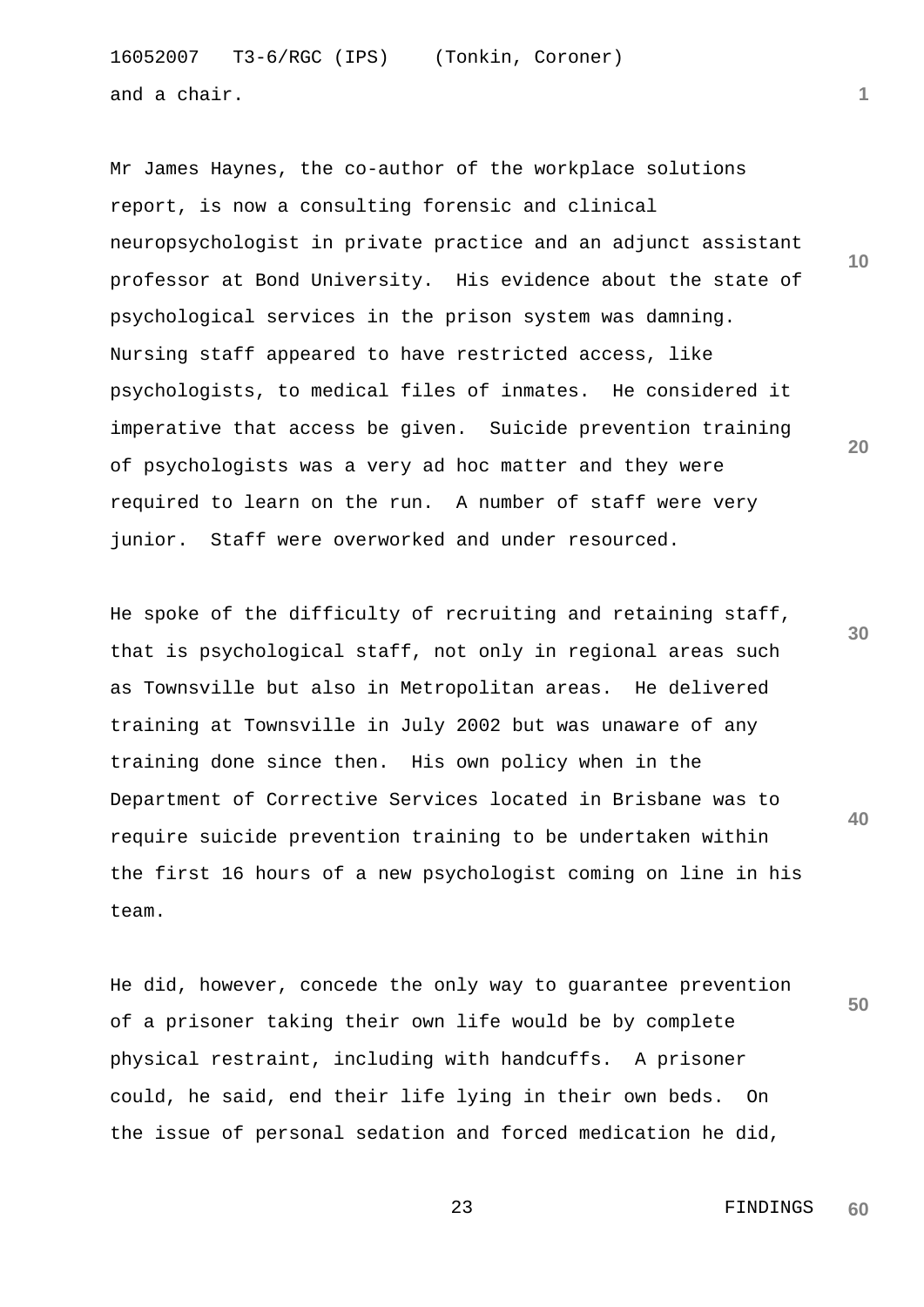and a chair.

Mr James Haynes, the co-author of the workplace solutions report, is now a consulting forensic and clinical neuropsychologist in private practice and an adjunct assistant professor at Bond University. His evidence about the state of psychological services in the prison system was damning. Nursing staff appeared to have restricted access, like psychologists, to medical files of inmates. He considered it imperative that access be given. Suicide prevention training of psychologists was a very ad hoc matter and they were required to learn on the run. A number of staff were very junior. Staff were overworked and under resourced.

He spoke of the difficulty of recruiting and retaining staff, that is psychological staff, not only in regional areas such as Townsville but also in Metropolitan areas. He delivered training at Townsville in July 2002 but was unaware of any training done since then. His own policy when in the Department of Corrective Services located in Brisbane was to require suicide prevention training to be undertaken within the first 16 hours of a new psychologist coming on line in his team.

He did, however, concede the only way to guarantee prevention of a prisoner taking their own life would be by complete physical restraint, including with handcuffs. A prisoner could, he said, end their life lying in their own beds. On the issue of personal sedation and forced medication he did,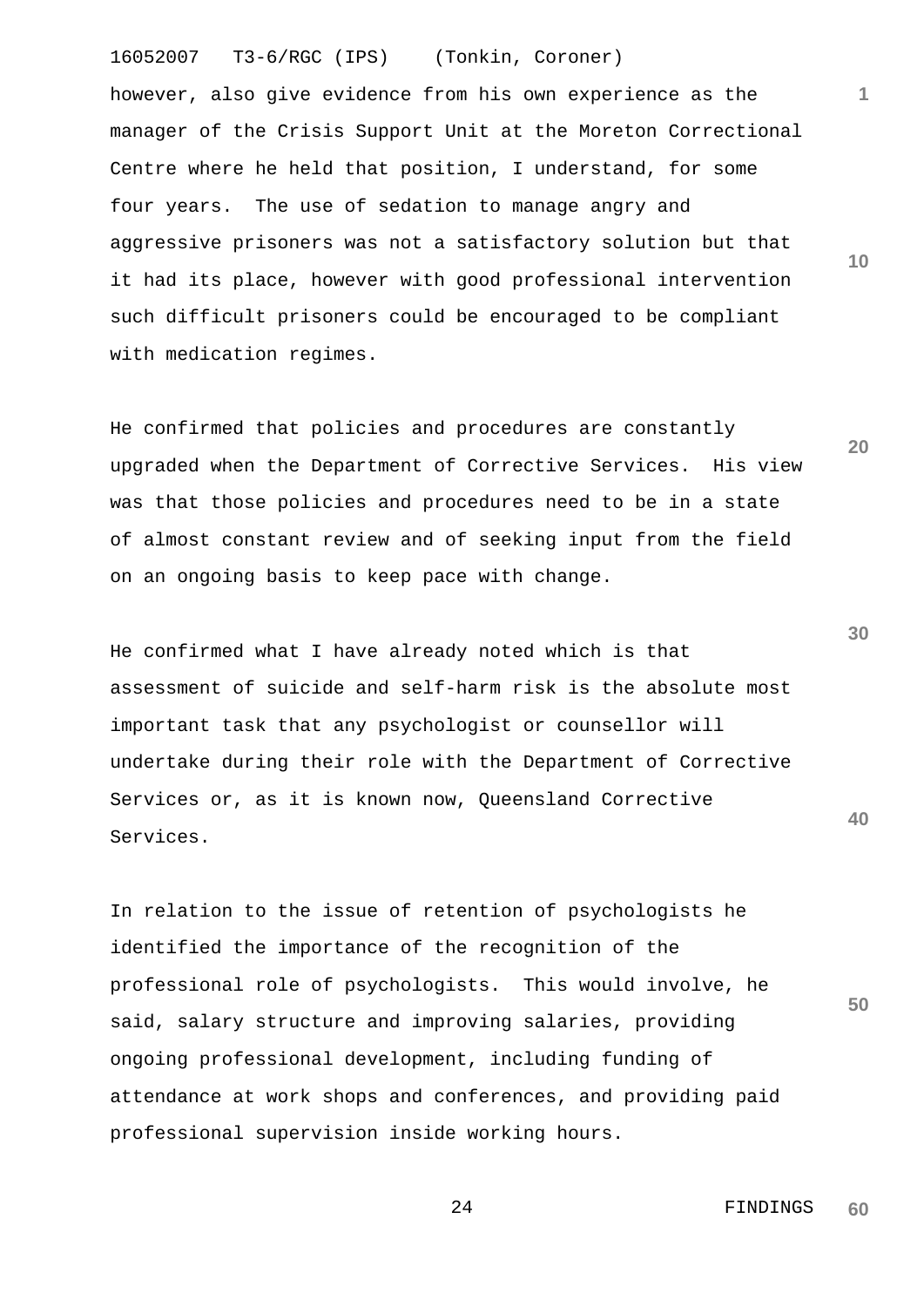however, also give evidence from his own experience as the manager of the Crisis Support Unit at the Moreton Correctional Centre where he held that position, I understand, for some four years. The use of sedation to manage angry and aggressive prisoners was not a satisfactory solution but that it had its place, however with good professional intervention such difficult prisoners could be encouraged to be compliant with medication regimes.

He confirmed that policies and procedures are constantly upgraded when the Department of Corrective Services. His view was that those policies and procedures need to be in a state of almost constant review and of seeking input from the field on an ongoing basis to keep pace with change.

He confirmed what I have already noted which is that assessment of suicide and self-harm risk is the absolute most important task that any psychologist or counsellor will undertake during their role with the Department of Corrective Services or, as it is known now, Queensland Corrective Services.

In relation to the issue of retention of psychologists he identified the importance of the recognition of the professional role of psychologists. This would involve, he said, salary structure and improving salaries, providing ongoing professional development, including funding of attendance at work shops and conferences, and providing paid professional supervision inside working hours.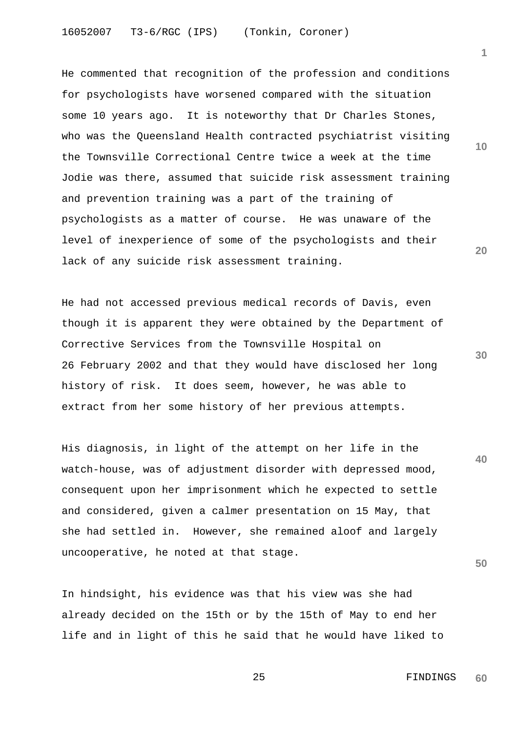He commented that recognition of the profession and conditions for psychologists have worsened compared with the situation some 10 years ago. It is noteworthy that Dr Charles Stones, who was the Queensland Health contracted psychiatrist visiting the Townsville Correctional Centre twice a week at the time Jodie was there, assumed that suicide risk assessment training and prevention training was a part of the training of psychologists as a matter of course. He was unaware of the level of inexperience of some of the psychologists and their lack of any suicide risk assessment training.

He had not accessed previous medical records of Davis, even though it is apparent they were obtained by the Department of Corrective Services from the Townsville Hospital on 26 February 2002 and that they would have disclosed her long history of risk. It does seem, however, he was able to extract from her some history of her previous attempts.

His diagnosis, in light of the attempt on her life in the watch-house, was of adjustment disorder with depressed mood, consequent upon her imprisonment which he expected to settle and considered, given a calmer presentation on 15 May, that she had settled in. However, she remained aloof and largely uncooperative, he noted at that stage.

In hindsight, his evidence was that his view was she had already decided on the 15th or by the 15th of May to end her life and in light of this he said that he would have liked to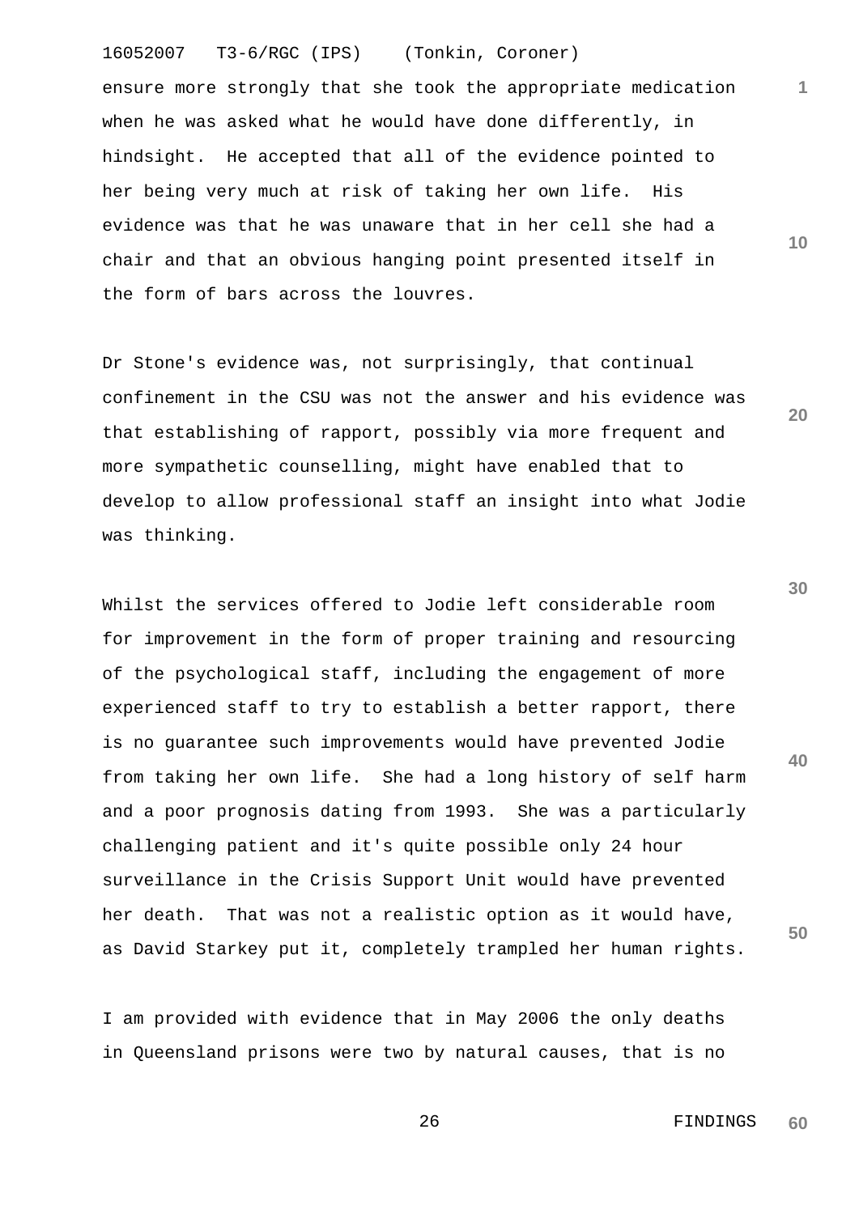ensure more strongly that she took the appropriate medication when he was asked what he would have done differently, in hindsight. He accepted that all of the evidence pointed to her being very much at risk of taking her own life. His evidence was that he was unaware that in her cell she had a chair and that an obvious hanging point presented itself in the form of bars across the louvres.

Dr Stone's evidence was, not surprisingly, that continual confinement in the CSU was not the answer and his evidence was that establishing of rapport, possibly via more frequent and more sympathetic counselling, might have enabled that to develop to allow professional staff an insight into what Jodie was thinking.

Whilst the services offered to Jodie left considerable room for improvement in the form of proper training and resourcing of the psychological staff, including the engagement of more experienced staff to try to establish a better rapport, there is no guarantee such improvements would have prevented Jodie from taking her own life. She had a long history of self harm and a poor prognosis dating from 1993. She was a particularly challenging patient and it's quite possible only 24 hour surveillance in the Crisis Support Unit would have prevented her death. That was not a realistic option as it would have, as David Starkey put it, completely trampled her human rights.

I am provided with evidence that in May 2006 the only deaths in Queensland prisons were two by natural causes, that is no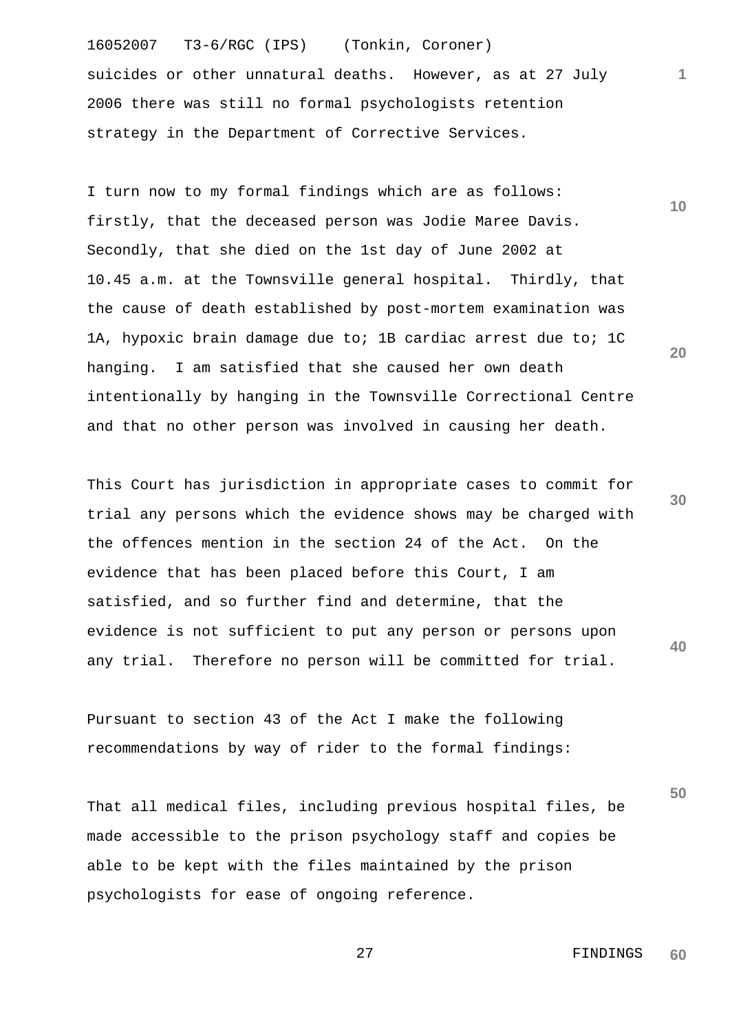suicides or other unnatural deaths. However, as at 27 July 2006 there was still no formal psychologists retention strategy in the Department of Corrective Services.

I turn now to my formal findings which are as follows: firstly, that the deceased person was Jodie Maree Davis. Secondly, that she died on the 1st day of June 2002 at 10.45 a.m. at the Townsville general hospital. Thirdly, that the cause of death established by post-mortem examination was 1A, hypoxic brain damage due to; 1B cardiac arrest due to; 1C hanging. I am satisfied that she caused her own death intentionally by hanging in the Townsville Correctional Centre and that no other person was involved in causing her death.

This Court has jurisdiction in appropriate cases to commit for trial any persons which the evidence shows may be charged with the offences mention in the section 24 of the Act. On the evidence that has been placed before this Court, I am satisfied, and so further find and determine, that the evidence is not sufficient to put any person or persons upon any trial. Therefore no person will be committed for trial.

Pursuant to section 43 of the Act I make the following recommendations by way of rider to the formal findings:

That all medical files, including previous hospital files, be made accessible to the prison psychology staff and copies be able to be kept with the files maintained by the prison psychologists for ease of ongoing reference.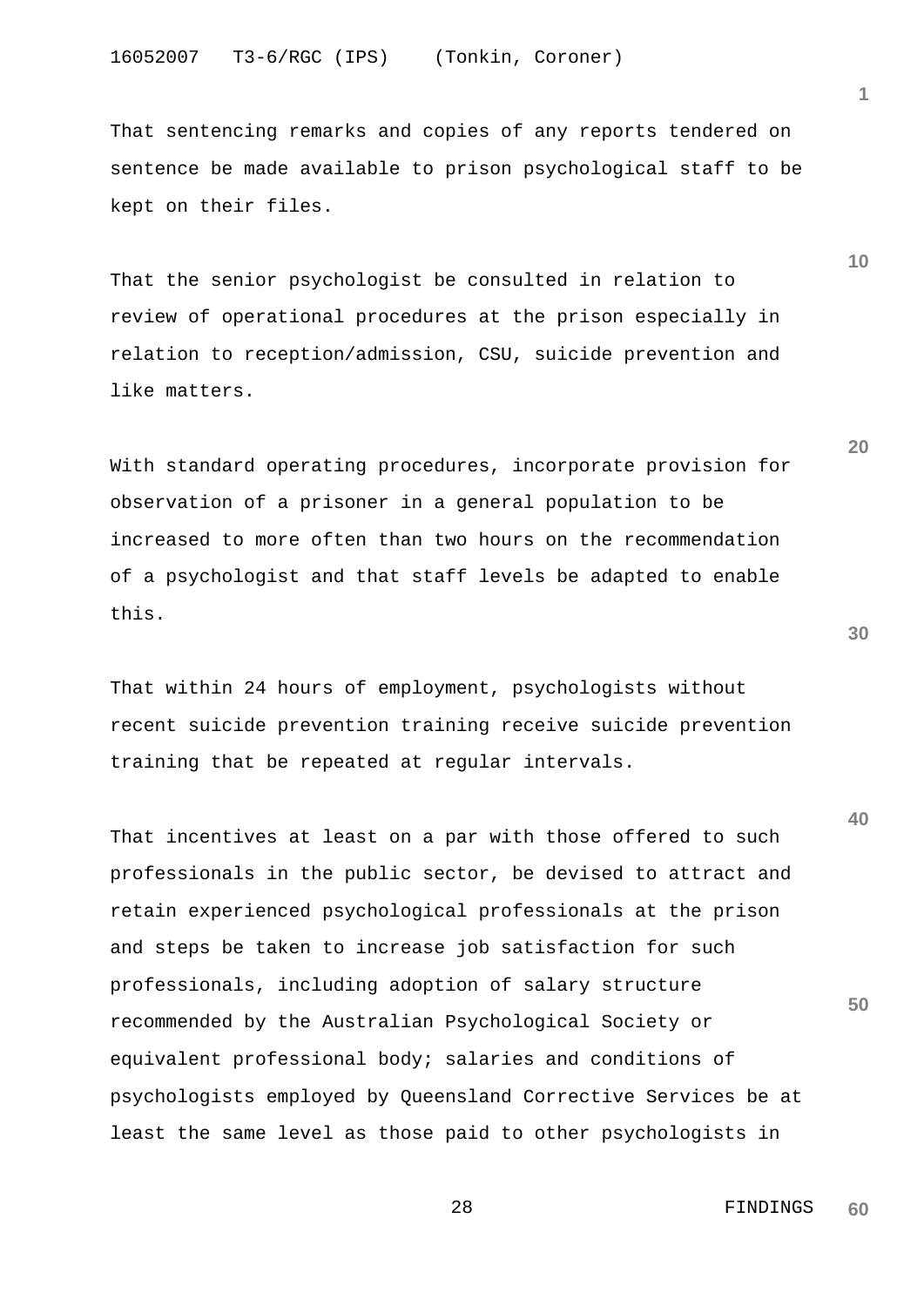That sentencing remarks and copies of any reports tendered on sentence be made available to prison psychological staff to be kept on their files.

That the senior psychologist be consulted in relation to review of operational procedures at the prison especially in relation to reception/admission, CSU, suicide prevention and like matters.

With standard operating procedures, incorporate provision for observation of a prisoner in a general population to be increased to more often than two hours on the recommendation of a psychologist and that staff levels be adapted to enable this.

That within 24 hours of employment, psychologists without recent suicide prevention training receive suicide prevention training that be repeated at regular intervals.

That incentives at least on a par with those offered to such professionals in the public sector, be devised to attract and retain experienced psychological professionals at the prison and steps be taken to increase job satisfaction for such professionals, including adoption of salary structure recommended by the Australian Psychological Society or equivalent professional body; salaries and conditions of psychologists employed by Queensland Corrective Services be at least the same level as those paid to other psychologists in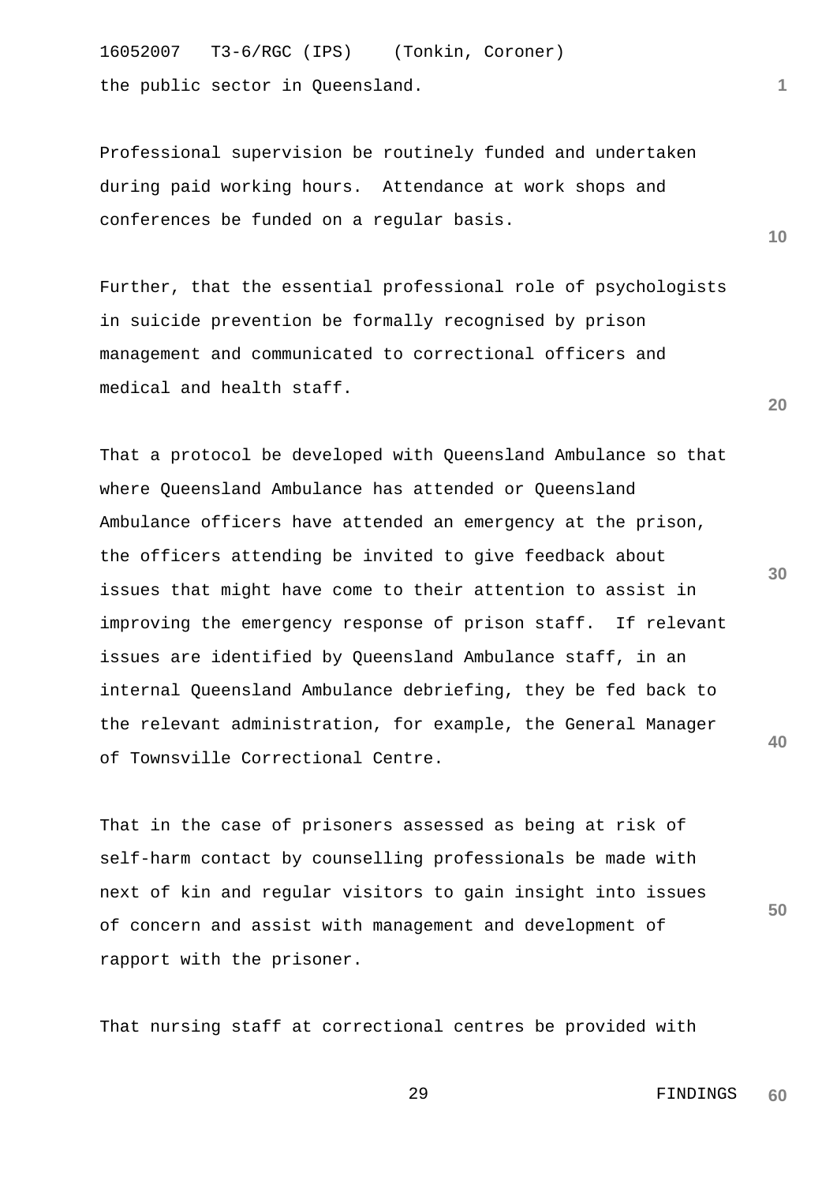the public sector in Queensland.

Professional supervision be routinely funded and undertaken during paid working hours. Attendance at work shops and conferences be funded on a regular basis.

Further, that the essential professional role of psychologists in suicide prevention be formally recognised by prison management and communicated to correctional officers and medical and health staff.

That a protocol be developed with Queensland Ambulance so that where Queensland Ambulance has attended or Queensland Ambulance officers have attended an emergency at the prison, the officers attending be invited to give feedback about issues that might have come to their attention to assist in improving the emergency response of prison staff. If relevant issues are identified by Queensland Ambulance staff, in an internal Queensland Ambulance debriefing, they be fed back to the relevant administration, for example, the General Manager of Townsville Correctional Centre.

That in the case of prisoners assessed as being at risk of self-harm contact by counselling professionals be made with next of kin and regular visitors to gain insight into issues of concern and assist with management and development of rapport with the prisoner.

That nursing staff at correctional centres be provided with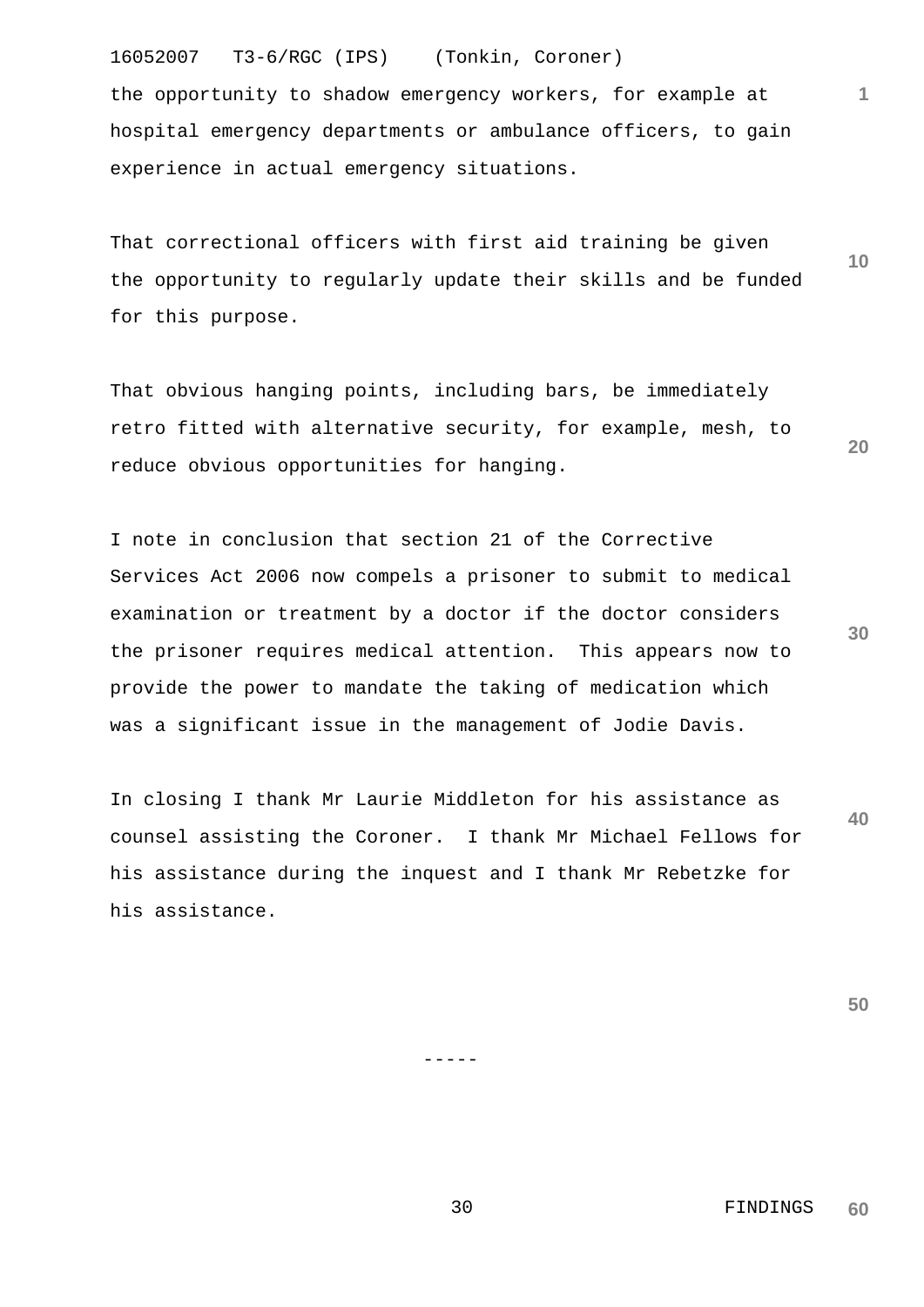the opportunity to shadow emergency workers, for example at hospital emergency departments or ambulance officers, to gain experience in actual emergency situations.

That correctional officers with first aid training be given the opportunity to regularly update their skills and be funded for this purpose.

That obvious hanging points, including bars, be immediately retro fitted with alternative security, for example, mesh, to reduce obvious opportunities for hanging.

I note in conclusion that section 21 of the Corrective Services Act 2006 now compels a prisoner to submit to medical examination or treatment by a doctor if the doctor considers the prisoner requires medical attention. This appears now to provide the power to mandate the taking of medication which was a significant issue in the management of Jodie Davis.

In closing I thank Mr Laurie Middleton for his assistance as counsel assisting the Coroner. I thank Mr Michael Fellows for his assistance during the inquest and I thank Mr Rebetzke for his assistance.

-----